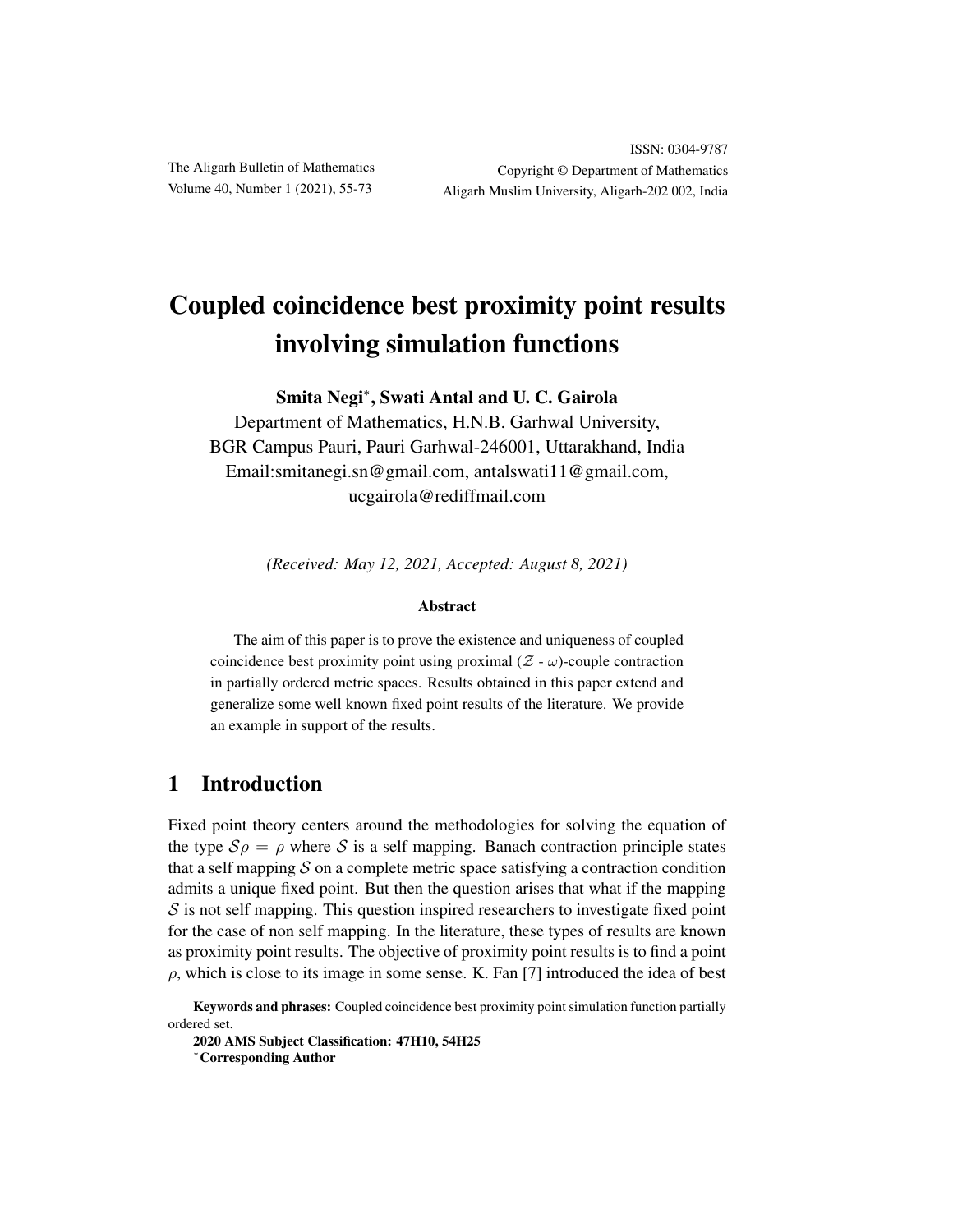# Coupled coincidence best proximity point results involving simulation functions

**Smita Negi*, Swati Antal and U. C. Gairola**

Department of Mathematics, H.N.B. Garhwal University,
BGR Campus Pauri, Pauri Garhwal-246001, Uttarakhand, India
Email:smitanegi.sn@gmail.com, antalswati11@gmail.com,
ucgairola@rediffmail.com

*(Received: May 12, 2021, Accepted: August 8, 2021)*

**Abstract**

The aim of this paper is to prove the existence and uniqueness of coupled coincidence best proximity point using proximal ($\mathcal{Z}$ - $\omega$)-couple contraction in partially ordered metric spaces. Results obtained in this paper extend and generalize some well known fixed point results of the literature. We provide an example in support of the results.

## 1 Introduction

Fixed point theory centers around the methodologies for solving the equation of the type $\mathcal{S}\rho = \rho$ where $\mathcal{S}$ is a self mapping. Banach contraction principle states that a self mapping $\mathcal{S}$ on a complete metric space satisfying a contraction condition admits a unique fixed point. But then the question arises that what if the mapping $\mathcal{S}$ is not self mapping. This question inspired researchers to investigate fixed point for the case of non self mapping. In the literature, these types of results are known as proximity point results. The objective of proximity point results is to find a point $\rho$, which is close to its image in some sense. K. Fan [7] introduced the idea of best

---

**Keywords and phrases:** Coupled coincidence best proximity point simulation function partially ordered set.

**2020 AMS Subject Classification: 47H10, 54H25**

*Corresponding Author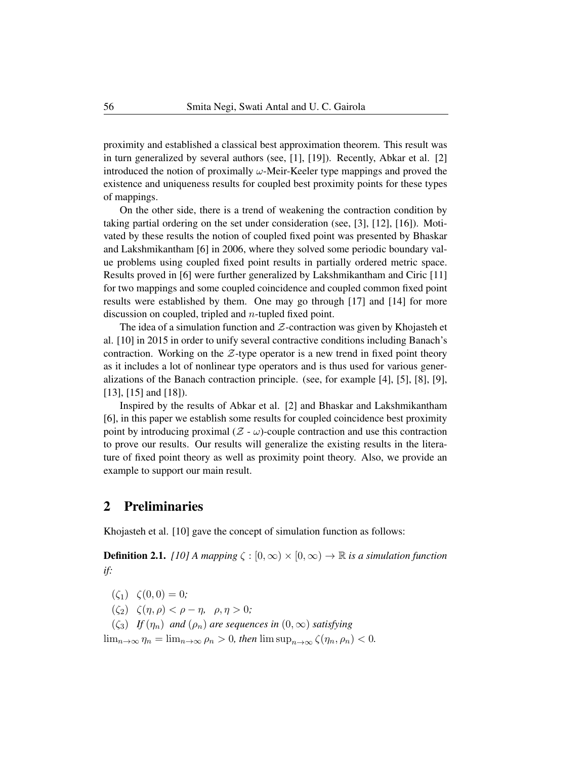proximity and established a classical best approximation theorem. This result was in turn generalized by several authors (see, [1], [19]). Recently, Abkar et al. [2] introduced the notion of proximally $\omega$-Meir-Keeler type mappings and proved the existence and uniqueness results for coupled best proximity points for these types of mappings.

On the other side, there is a trend of weakening the contraction condition by taking partial ordering on the set under consideration (see, [3], [12], [16]). Motivated by these results the notion of coupled fixed point was presented by Bhaskar and Lakshmikantham [6] in 2006, where they solved some periodic boundary value problems using coupled fixed point results in partially ordered metric space. Results proved in [6] were further generalized by Lakshmikantham and Ciric [11] for two mappings and some coupled coincidence and coupled common fixed point results were established by them. One may go through [17] and [14] for more discussion on coupled, tripled and $n$-tupled fixed point.

The idea of a simulation function and $\mathcal{Z}$-contraction was given by Khojasteh et al. [10] in 2015 in order to unify several contractive conditions including Banach's contraction. Working on the $\mathcal{Z}$-type operator is a new trend in fixed point theory as it includes a lot of nonlinear type operators and is thus used for various generalizations of the Banach contraction principle. (see, for example [4], [5], [8], [9], [13], [15] and [18]).

Inspired by the results of Abkar et al. [2] and Bhaskar and Lakshmikantham [6], in this paper we establish some results for coupled coincidence best proximity point by introducing proximal ($\mathcal{Z}$ - $\omega$)-couple contraction and use this contraction to prove our results. Our results will generalize the existing results in the literature of fixed point theory as well as proximity point theory. Also, we provide an example to support our main result.

## 2 Preliminaries

Khojasteh et al. [10] gave the concept of simulation function as follows:

**Definition 2.1.** *[10] A mapping $\zeta : [0, \infty) \times [0, \infty) \to \mathbb{R}$ is a simulation function if:*

($\zeta_1$) $\zeta(0, 0) = 0$;

($\zeta_2$) $\zeta(\eta, \rho) < \rho - \eta, \quad \rho, \eta > 0$;

($\zeta_3$) *If $(\eta_n)$ and $(\rho_n)$ are sequences in $(0, \infty)$ satisfying* $\lim_{n\to\infty} \eta_n = \lim_{n\to\infty} \rho_n > 0$, *then* $\limsup_{n\to\infty} \zeta(\eta_n, \rho_n) < 0$.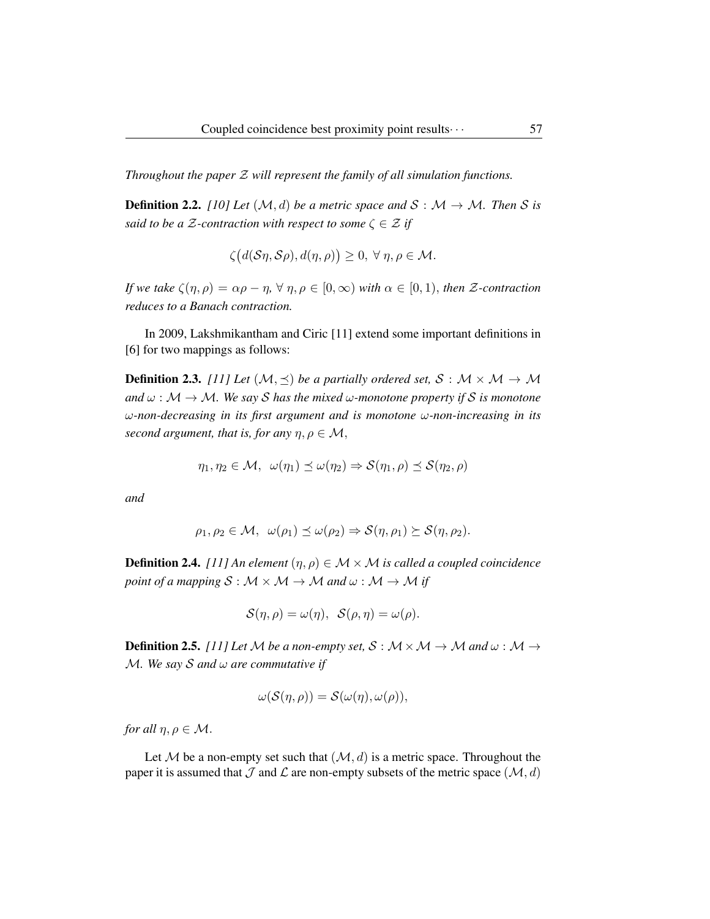*Throughout the paper $\mathcal{Z}$ will represent the family of all simulation functions.*

**Definition 2.2.** *[10] Let $(\mathcal{M}, d)$ be a metric space and $\mathcal{S} : \mathcal{M} \to \mathcal{M}$. Then $\mathcal{S}$ is said to be a $\mathcal{Z}$-contraction with respect to some $\zeta \in \mathcal{Z}$ if*

$$\zeta\big(d(\mathcal{S}\eta, \mathcal{S}\rho), d(\eta, \rho)\big) \geq 0, \ \forall \ \eta, \rho \in \mathcal{M}.$$

*If we take $\zeta(\eta, \rho) = \alpha\rho - \eta$, $\forall \ \eta, \rho \in [0, \infty)$ with $\alpha \in [0, 1)$, then $\mathcal{Z}$-contraction reduces to a Banach contraction.*

In 2009, Lakshmikantham and Ciric [11] extend some important definitions in [6] for two mappings as follows:

**Definition 2.3.** *[11] Let $(\mathcal{M}, \preceq)$ be a partially ordered set, $\mathcal{S} : \mathcal{M} \times \mathcal{M} \to \mathcal{M}$ and $\omega : \mathcal{M} \to \mathcal{M}$. We say $\mathcal{S}$ has the mixed $\omega$-monotone property if $\mathcal{S}$ is monotone $\omega$-non-decreasing in its first argument and is monotone $\omega$-non-increasing in its second argument, that is, for any $\eta, \rho \in \mathcal{M}$,*

$$\eta_1, \eta_2 \in \mathcal{M}, \ \ \omega(\eta_1) \preceq \omega(\eta_2) \Rightarrow \mathcal{S}(\eta_1, \rho) \preceq \mathcal{S}(\eta_2, \rho)$$

*and*

$$\rho_1, \rho_2 \in \mathcal{M}, \ \ \omega(\rho_1) \preceq \omega(\rho_2) \Rightarrow \mathcal{S}(\eta, \rho_1) \succeq \mathcal{S}(\eta, \rho_2).$$

**Definition 2.4.** *[11] An element $(\eta, \rho) \in \mathcal{M} \times \mathcal{M}$ is called a coupled coincidence point of a mapping $\mathcal{S} : \mathcal{M} \times \mathcal{M} \to \mathcal{M}$ and $\omega : \mathcal{M} \to \mathcal{M}$ if*

$$\mathcal{S}(\eta, \rho) = \omega(\eta), \ \ \mathcal{S}(\rho, \eta) = \omega(\rho).$$

**Definition 2.5.** *[11] Let $\mathcal{M}$ be a non-empty set, $\mathcal{S} : \mathcal{M} \times \mathcal{M} \to \mathcal{M}$ and $\omega : \mathcal{M} \to \mathcal{M}$. We say $\mathcal{S}$ and $\omega$ are commutative if*

$$\omega(\mathcal{S}(\eta, \rho)) = \mathcal{S}(\omega(\eta), \omega(\rho)),$$

*for all $\eta, \rho \in \mathcal{M}$.*

Let $\mathcal{M}$ be a non-empty set such that $(\mathcal{M}, d)$ is a metric space. Throughout the paper it is assumed that $\mathcal{J}$ and $\mathcal{L}$ are non-empty subsets of the metric space $(\mathcal{M}, d)$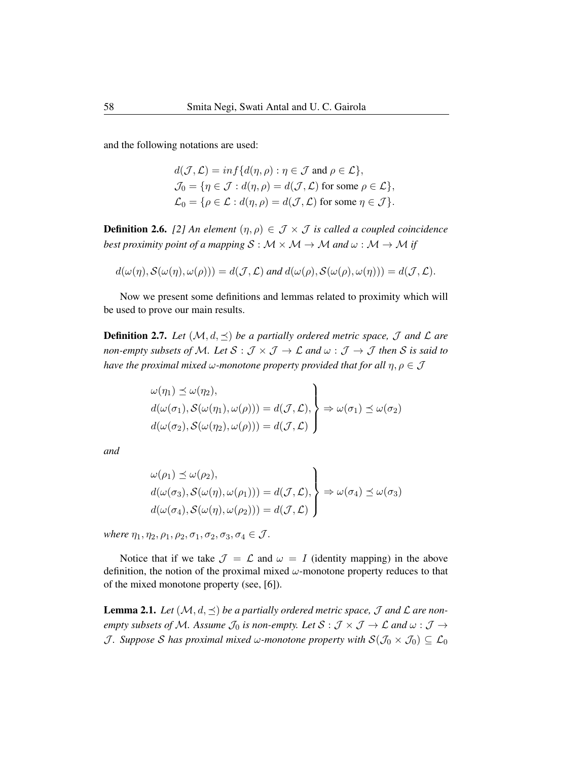and the following notations are used:

$$
\begin{aligned}
&d(\mathcal{J},\mathcal{L}) = inf\{d(\eta,\rho) : \eta \in \mathcal{J} \text{ and } \rho \in \mathcal{L}\},\\
&\mathcal{J}_0 = \{\eta \in \mathcal{J} : d(\eta,\rho) = d(\mathcal{J},\mathcal{L}) \text{ for some } \rho \in \mathcal{L}\},\\
&\mathcal{L}_0 = \{\rho \in \mathcal{L} : d(\eta,\rho) = d(\mathcal{J},\mathcal{L}) \text{ for some } \eta \in \mathcal{J}\}.
\end{aligned}
$$

**Definition 2.6.** *[2] An element $(\eta,\rho) \in \mathcal{J} \times \mathcal{J}$ is called a coupled coincidence best proximity point of a mapping $\mathcal{S} : \mathcal{M} \times \mathcal{M} \to \mathcal{M}$ and $\omega : \mathcal{M} \to \mathcal{M}$ if*

$$
d(\omega(\eta), \mathcal{S}(\omega(\eta), \omega(\rho))) = d(\mathcal{J},\mathcal{L}) \text{ and } d(\omega(\rho), \mathcal{S}(\omega(\rho), \omega(\eta))) = d(\mathcal{J},\mathcal{L}).
$$

Now we present some definitions and lemmas related to proximity which will be used to prove our main results.

**Definition 2.7.** *Let $(\mathcal{M}, d, \preceq)$ be a partially ordered metric space, $\mathcal{J}$ and $\mathcal{L}$ are non-empty subsets of $\mathcal{M}$. Let $\mathcal{S} : \mathcal{J} \times \mathcal{J} \to \mathcal{L}$ and $\omega : \mathcal{J} \to \mathcal{J}$ then $\mathcal{S}$ is said to have the proximal mixed $\omega$-monotone property provided that for all $\eta, \rho \in \mathcal{J}$*

$$
\left.\begin{aligned}
&\omega(\eta_1) \preceq \omega(\eta_2),\\
&d(\omega(\sigma_1), \mathcal{S}(\omega(\eta_1), \omega(\rho))) = d(\mathcal{J},\mathcal{L}),\\
&d(\omega(\sigma_2), \mathcal{S}(\omega(\eta_2), \omega(\rho))) = d(\mathcal{J},\mathcal{L})
\end{aligned}\right\} \Rightarrow \omega(\sigma_1) \preceq \omega(\sigma_2)
$$

*and*

$$
\left.\begin{aligned}
&\omega(\rho_1) \preceq \omega(\rho_2),\\
&d(\omega(\sigma_3), \mathcal{S}(\omega(\eta), \omega(\rho_1))) = d(\mathcal{J},\mathcal{L}),\\
&d(\omega(\sigma_4), \mathcal{S}(\omega(\eta), \omega(\rho_2))) = d(\mathcal{J},\mathcal{L})
\end{aligned}\right\} \Rightarrow \omega(\sigma_4) \preceq \omega(\sigma_3)
$$

*where $\eta_1, \eta_2, \rho_1, \rho_2, \sigma_1, \sigma_2, \sigma_3, \sigma_4 \in \mathcal{J}$.*

Notice that if we take $\mathcal{J} = \mathcal{L}$ and $\omega = I$ (identity mapping) in the above definition, the notion of the proximal mixed $\omega$-monotone property reduces to that of the mixed monotone property (see, [6]).

**Lemma 2.1.** *Let $(\mathcal{M}, d, \preceq)$ be a partially ordered metric space, $\mathcal{J}$ and $\mathcal{L}$ are non-empty subsets of $\mathcal{M}$. Assume $\mathcal{J}_0$ is non-empty. Let $\mathcal{S} : \mathcal{J} \times \mathcal{J} \to \mathcal{L}$ and $\omega : \mathcal{J} \to \mathcal{J}$. Suppose $\mathcal{S}$ has proximal mixed $\omega$-monotone property with $\mathcal{S}(\mathcal{J}_0 \times \mathcal{J}_0) \subseteq \mathcal{L}_0$*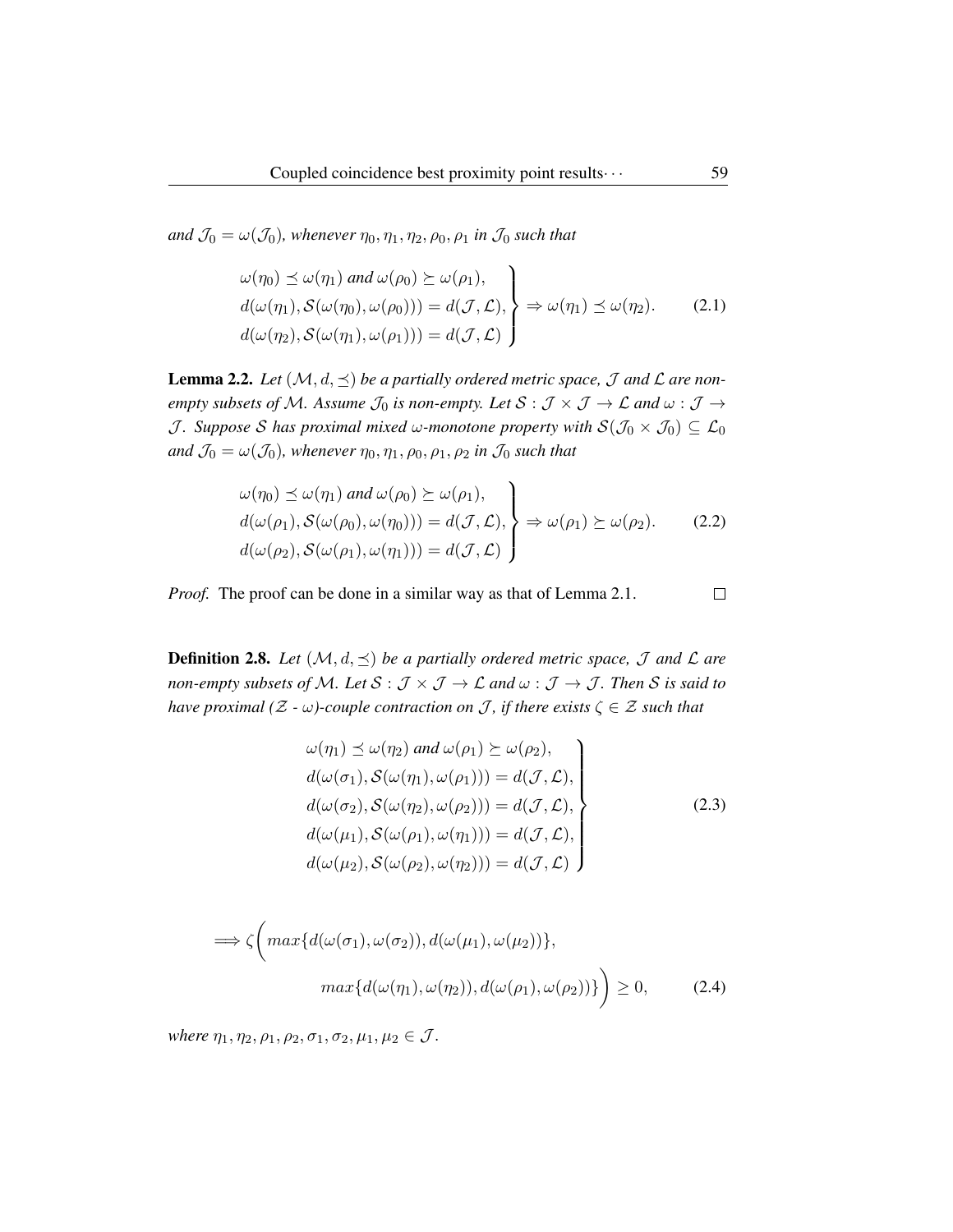*and $\mathcal{J}_0 = \omega(\mathcal{J}_0)$, whenever $\eta_0, \eta_1, \eta_2, \rho_0, \rho_1$ in $\mathcal{J}_0$ such that*

$$\left.\begin{array}{l} \omega(\eta_0) \preceq \omega(\eta_1) \text{ and } \omega(\rho_0) \succeq \omega(\rho_1), \\ d(\omega(\eta_1), \mathcal{S}(\omega(\eta_0), \omega(\rho_0))) = d(\mathcal{J}, \mathcal{L}), \\ d(\omega(\eta_2), \mathcal{S}(\omega(\eta_1), \omega(\rho_1))) = d(\mathcal{J}, \mathcal{L}) \end{array}\right\} \Rightarrow \omega(\eta_1) \preceq \omega(\eta_2). \tag{2.1}$$

**Lemma 2.2.** *Let $(\mathcal{M}, d, \preceq)$ be a partially ordered metric space, $\mathcal{J}$ and $\mathcal{L}$ are non-empty subsets of $\mathcal{M}$. Assume $\mathcal{J}_0$ is non-empty. Let $\mathcal{S} : \mathcal{J} \times \mathcal{J} \to \mathcal{L}$ and $\omega : \mathcal{J} \to \mathcal{J}$. Suppose $\mathcal{S}$ has proximal mixed $\omega$-monotone property with $\mathcal{S}(\mathcal{J}_0 \times \mathcal{J}_0) \subseteq \mathcal{L}_0$ and $\mathcal{J}_0 = \omega(\mathcal{J}_0)$, whenever $\eta_0, \eta_1, \rho_0, \rho_1, \rho_2$ in $\mathcal{J}_0$ such that*

$$\left.\begin{array}{l} \omega(\eta_0) \preceq \omega(\eta_1) \text{ and } \omega(\rho_0) \succeq \omega(\rho_1), \\ d(\omega(\rho_1), \mathcal{S}(\omega(\rho_0), \omega(\eta_0))) = d(\mathcal{J}, \mathcal{L}), \\ d(\omega(\rho_2), \mathcal{S}(\omega(\rho_1), \omega(\eta_1))) = d(\mathcal{J}, \mathcal{L}) \end{array}\right\} \Rightarrow \omega(\rho_1) \succeq \omega(\rho_2). \tag{2.2}$$

*Proof.* The proof can be done in a similar way as that of Lemma 2.1. $\square$

**Definition 2.8.** *Let $(\mathcal{M}, d, \preceq)$ be a partially ordered metric space, $\mathcal{J}$ and $\mathcal{L}$ are non-empty subsets of $\mathcal{M}$. Let $\mathcal{S} : \mathcal{J} \times \mathcal{J} \to \mathcal{L}$ and $\omega : \mathcal{J} \to \mathcal{J}$. Then $\mathcal{S}$ is said to have proximal ($\mathcal{Z}$ - $\omega$)-couple contraction on $\mathcal{J}$, if there exists $\zeta \in \mathcal{Z}$ such that*

$$\left.\begin{array}{l} \omega(\eta_1) \preceq \omega(\eta_2) \text{ and } \omega(\rho_1) \succeq \omega(\rho_2), \\ d(\omega(\sigma_1), \mathcal{S}(\omega(\eta_1), \omega(\rho_1))) = d(\mathcal{J}, \mathcal{L}), \\ d(\omega(\sigma_2), \mathcal{S}(\omega(\eta_2), \omega(\rho_2))) = d(\mathcal{J}, \mathcal{L}), \\ d(\omega(\mu_1), \mathcal{S}(\omega(\rho_1), \omega(\eta_1))) = d(\mathcal{J}, \mathcal{L}), \\ d(\omega(\mu_2), \mathcal{S}(\omega(\rho_2), \omega(\eta_2))) = d(\mathcal{J}, \mathcal{L}) \end{array}\right\} \tag{2.3}$$

$$\Longrightarrow \zeta\bigg( max\{d(\omega(\sigma_1), \omega(\sigma_2)), d(\omega(\mu_1), \omega(\mu_2))\}, \\ max\{d(\omega(\eta_1), \omega(\eta_2)), d(\omega(\rho_1), \omega(\rho_2))\}\bigg) \geq 0, \tag{2.4}$$

*where $\eta_1, \eta_2, \rho_1, \rho_2, \sigma_1, \sigma_2, \mu_1, \mu_2 \in \mathcal{J}$.*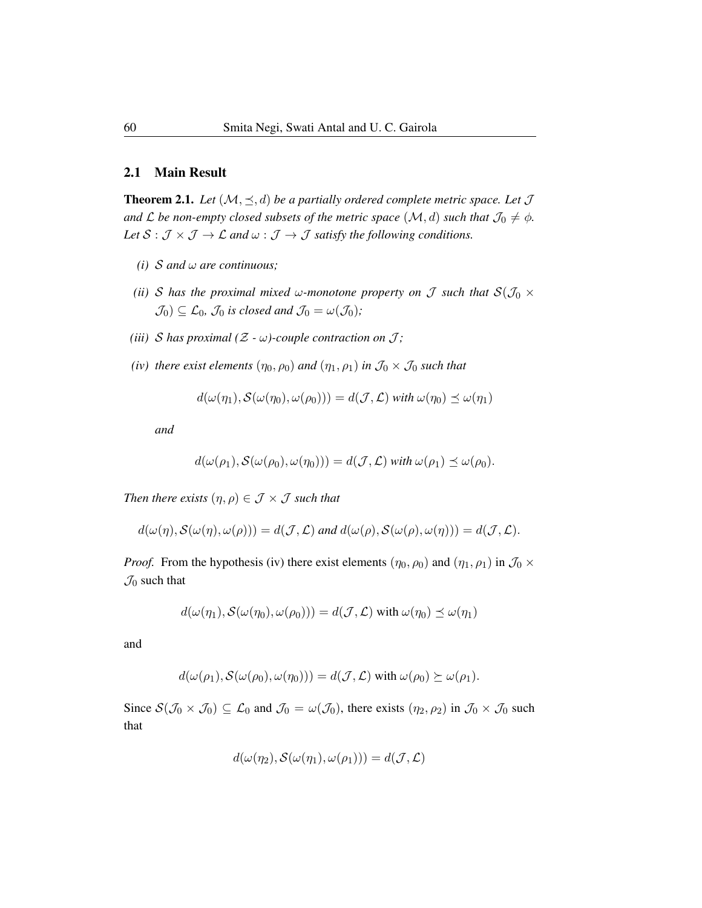### 2.1 Main Result

**Theorem 2.1.** *Let $(\mathcal{M}, \preceq, d)$ be a partially ordered complete metric space. Let $\mathcal{J}$ and $\mathcal{L}$ be non-empty closed subsets of the metric space $(\mathcal{M}, d)$ such that $\mathcal{J}_0 \neq \phi$. Let $\mathcal{S} : \mathcal{J} \times \mathcal{J} \to \mathcal{L}$ and $\omega : \mathcal{J} \to \mathcal{J}$ satisfy the following conditions.*

*(i) $\mathcal{S}$ and $\omega$ are continuous;*

*(ii) $\mathcal{S}$ has the proximal mixed $\omega$-monotone property on $\mathcal{J}$ such that $\mathcal{S}(\mathcal{J}_0 \times \mathcal{J}_0) \subseteq \mathcal{L}_0$, $\mathcal{J}_0$ is closed and $\mathcal{J}_0 = \omega(\mathcal{J}_0)$;*

*(iii) $\mathcal{S}$ has proximal ($\mathcal{Z}$ - $\omega$)-couple contraction on $\mathcal{J}$;*

*(iv) there exist elements $(\eta_0, \rho_0)$ and $(\eta_1, \rho_1)$ in $\mathcal{J}_0 \times \mathcal{J}_0$ such that*

$$d(\omega(\eta_1), \mathcal{S}(\omega(\eta_0), \omega(\rho_0))) = d(\mathcal{J}, \mathcal{L}) \text{ with } \omega(\eta_0) \preceq \omega(\eta_1)$$

*and*

$$d(\omega(\rho_1), \mathcal{S}(\omega(\rho_0), \omega(\eta_0))) = d(\mathcal{J}, \mathcal{L}) \text{ with } \omega(\rho_1) \preceq \omega(\rho_0).$$

*Then there exists $(\eta, \rho) \in \mathcal{J} \times \mathcal{J}$ such that*

$$d(\omega(\eta), \mathcal{S}(\omega(\eta), \omega(\rho))) = d(\mathcal{J}, \mathcal{L}) \text{ and } d(\omega(\rho), \mathcal{S}(\omega(\rho), \omega(\eta))) = d(\mathcal{J}, \mathcal{L}).$$

*Proof.* From the hypothesis (iv) there exist elements $(\eta_0, \rho_0)$ and $(\eta_1, \rho_1)$ in $\mathcal{J}_0 \times \mathcal{J}_0$ such that

$$d(\omega(\eta_1), \mathcal{S}(\omega(\eta_0), \omega(\rho_0))) = d(\mathcal{J}, \mathcal{L}) \text{ with } \omega(\eta_0) \preceq \omega(\eta_1)$$

and

$$d(\omega(\rho_1), \mathcal{S}(\omega(\rho_0), \omega(\eta_0))) = d(\mathcal{J}, \mathcal{L}) \text{ with } \omega(\rho_0) \succeq \omega(\rho_1).$$

Since $\mathcal{S}(\mathcal{J}_0 \times \mathcal{J}_0) \subseteq \mathcal{L}_0$ and $\mathcal{J}_0 = \omega(\mathcal{J}_0)$, there exists $(\eta_2, \rho_2)$ in $\mathcal{J}_0 \times \mathcal{J}_0$ such that

$$d(\omega(\eta_2), \mathcal{S}(\omega(\eta_1), \omega(\rho_1))) = d(\mathcal{J}, \mathcal{L})$$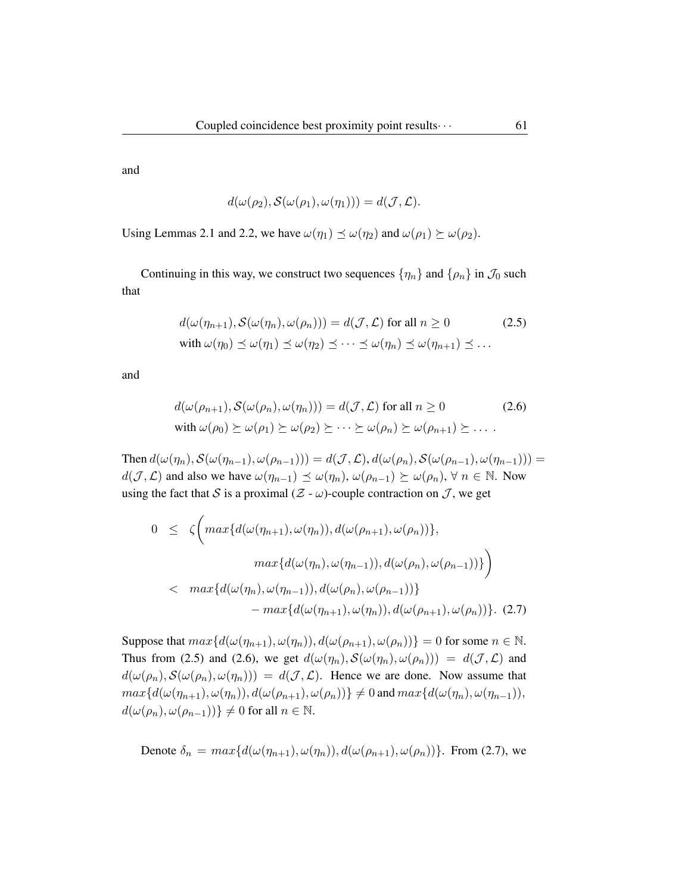and

$$d(\omega(\rho_2), \mathcal{S}(\omega(\rho_1), \omega(\eta_1))) = d(\mathcal{J}, \mathcal{L}).$$

Using Lemmas 2.1 and 2.2, we have $\omega(\eta_1) \preceq \omega(\eta_2)$ and $\omega(\rho_1) \succeq \omega(\rho_2)$.

Continuing in this way, we construct two sequences $\{\eta_n\}$ and $\{\rho_n\}$ in $\mathcal{J}_0$ such that

$$\begin{aligned} & d(\omega(\eta_{n+1}), \mathcal{S}(\omega(\eta_n), \omega(\rho_n))) = d(\mathcal{J}, \mathcal{L}) \text{ for all } n \geq 0 \qquad (2.5) \\ & \text{with } \omega(\eta_0) \preceq \omega(\eta_1) \preceq \omega(\eta_2) \preceq \cdots \preceq \omega(\eta_n) \preceq \omega(\eta_{n+1}) \preceq \ldots \end{aligned}$$

and

$$\begin{aligned} & d(\omega(\rho_{n+1}), \mathcal{S}(\omega(\rho_n), \omega(\eta_n))) = d(\mathcal{J}, \mathcal{L}) \text{ for all } n \geq 0 \qquad (2.6) \\ & \text{with } \omega(\rho_0) \succeq \omega(\rho_1) \succeq \omega(\rho_2) \succeq \cdots \succeq \omega(\rho_n) \succeq \omega(\rho_{n+1}) \succeq \ldots . \end{aligned}$$

Then $d(\omega(\eta_n), \mathcal{S}(\omega(\eta_{n-1}), \omega(\rho_{n-1}))) = d(\mathcal{J}, \mathcal{L}), d(\omega(\rho_n), \mathcal{S}(\omega(\rho_{n-1}), \omega(\eta_{n-1}))) = d(\mathcal{J}, \mathcal{L})$ and also we have $\omega(\eta_{n-1}) \preceq \omega(\eta_n)$, $\omega(\rho_{n-1}) \succeq \omega(\rho_n)$, $\forall\, n \in \mathbb{N}$. Now using the fact that $\mathcal{S}$ is a proximal ($\mathcal{Z}$ - $\omega$)-couple contraction on $\mathcal{J}$, we get

$$\begin{aligned} 0 \;&\leq\; \zeta\bigg( max\{d(\omega(\eta_{n+1}), \omega(\eta_n)), d(\omega(\rho_{n+1}), \omega(\rho_n))\}, \\ &\qquad\qquad max\{d(\omega(\eta_n), \omega(\eta_{n-1})), d(\omega(\rho_n), \omega(\rho_{n-1}))\}\bigg) \\ &<\; max\{d(\omega(\eta_n), \omega(\eta_{n-1})), d(\omega(\rho_n), \omega(\rho_{n-1}))\} \\ &\qquad - max\{d(\omega(\eta_{n+1}), \omega(\eta_n)), d(\omega(\rho_{n+1}), \omega(\rho_n))\}. \quad (2.7) \end{aligned}$$

Suppose that $max\{d(\omega(\eta_{n+1}), \omega(\eta_n)), d(\omega(\rho_{n+1}), \omega(\rho_n))\} = 0$ for some $n \in \mathbb{N}$. Thus from (2.5) and (2.6), we get $d(\omega(\eta_n), \mathcal{S}(\omega(\eta_n), \omega(\rho_n))) = d(\mathcal{J}, \mathcal{L})$ and $d(\omega(\rho_n), \mathcal{S}(\omega(\rho_n), \omega(\eta_n))) = d(\mathcal{J}, \mathcal{L})$. Hence we are done. Now assume that $max\{d(\omega(\eta_{n+1}), \omega(\eta_n)), d(\omega(\rho_{n+1}), \omega(\rho_n))\} \neq 0$ and $max\{d(\omega(\eta_n), \omega(\eta_{n-1})), d(\omega(\rho_n), \omega(\rho_{n-1}))\} \neq 0$ for all $n \in \mathbb{N}$.

Denote $\delta_n = max\{d(\omega(\eta_{n+1}), \omega(\eta_n)), d(\omega(\rho_{n+1}), \omega(\rho_n))\}$. From (2.7), we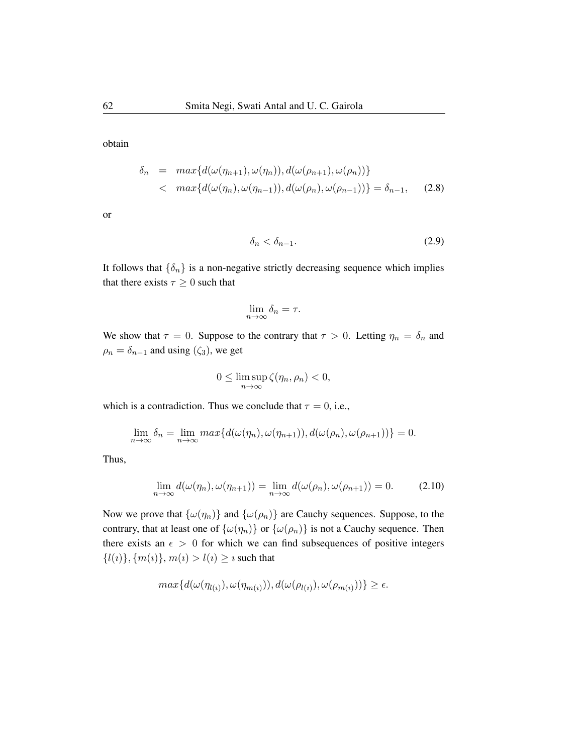obtain

$$
\begin{aligned}
\delta_n &= max\{d(\omega(\eta_{n+1}), \omega(\eta_n)), d(\omega(\rho_{n+1}), \omega(\rho_n))\} \\
&< max\{d(\omega(\eta_n), \omega(\eta_{n-1})), d(\omega(\rho_n), \omega(\rho_{n-1}))\} = \delta_{n-1}, \quad (2.8)
\end{aligned}
$$

or

$$
\delta_n < \delta_{n-1}. \tag{2.9}
$$

It follows that $\{\delta_n\}$ is a non-negative strictly decreasing sequence which implies that there exists $\tau \geq 0$ such that

$$
\lim_{n\to\infty} \delta_n = \tau.
$$

We show that $\tau = 0$. Suppose to the contrary that $\tau > 0$. Letting $\eta_n = \delta_n$ and $\rho_n = \delta_{n-1}$ and using $(\zeta_3)$, we get

$$
0 \leq \limsup_{n\to\infty} \zeta(\eta_n, \rho_n) < 0,
$$

which is a contradiction. Thus we conclude that $\tau = 0$, i.e.,

$$
\lim_{n\to\infty} \delta_n = \lim_{n\to\infty} max\{d(\omega(\eta_n), \omega(\eta_{n+1})), d(\omega(\rho_n), \omega(\rho_{n+1}))\} = 0.
$$

Thus,

$$
\lim_{n\to\infty} d(\omega(\eta_n), \omega(\eta_{n+1})) = \lim_{n\to\infty} d(\omega(\rho_n), \omega(\rho_{n+1})) = 0. \tag{2.10}
$$

Now we prove that $\{\omega(\eta_n)\}$ and $\{\omega(\rho_n)\}$ are Cauchy sequences. Suppose, to the contrary, that at least one of $\{\omega(\eta_n)\}$ or $\{\omega(\rho_n)\}$ is not a Cauchy sequence. Then there exists an $\epsilon > 0$ for which we can find subsequences of positive integers $\{l(\imath)\}, \{m(\imath)\}$, $m(\imath) > l(\imath) \geq \imath$ such that

$$
max\{d(\omega(\eta_{l(\imath)}), \omega(\eta_{m(\imath)})), d(\omega(\rho_{l(\imath)}), \omega(\rho_{m(\imath)}))\} \geq \epsilon.
$$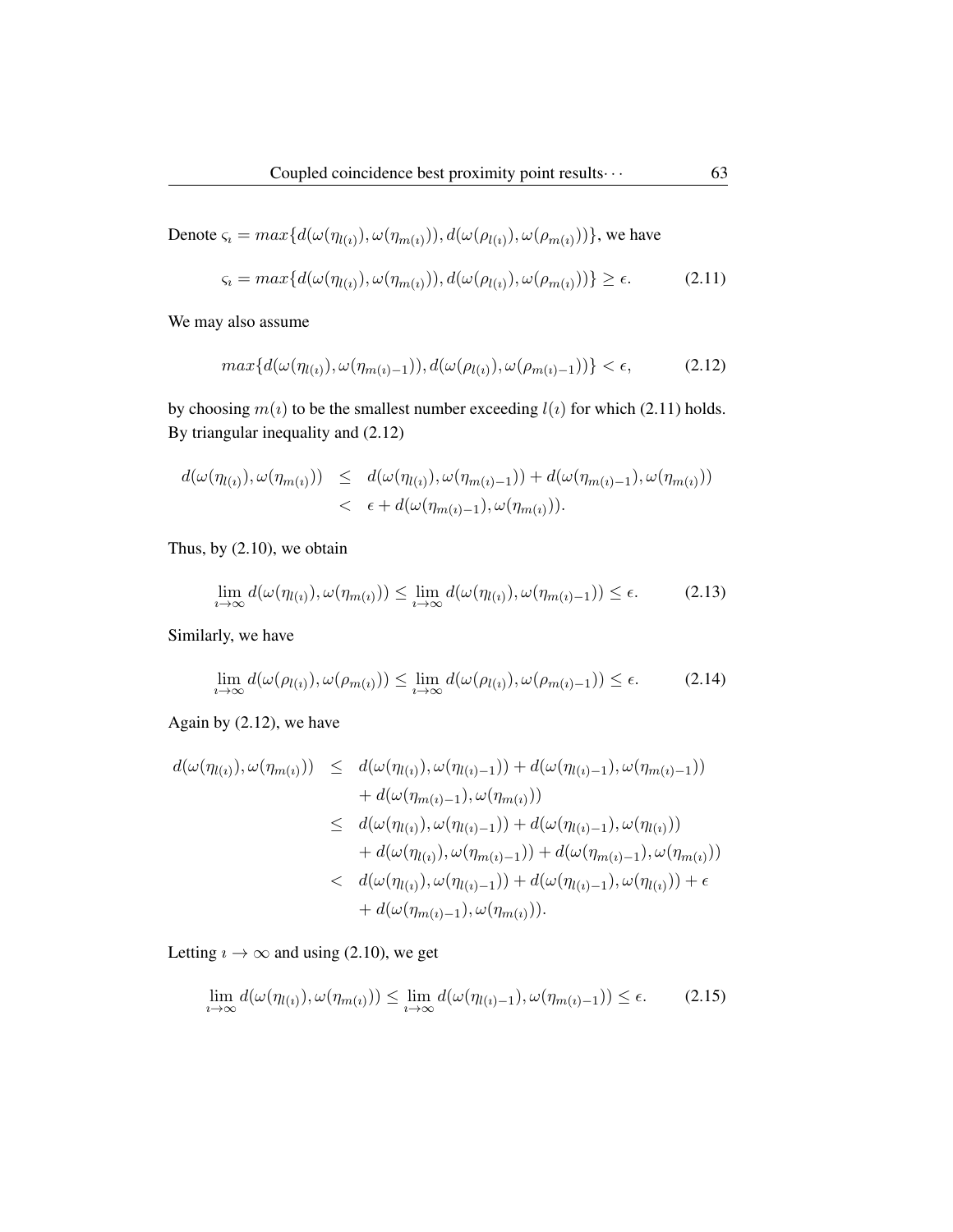Denote $\varsigma_\imath = max\{d(\omega(\eta_{l(\imath)}), \omega(\eta_{m(\imath)})), d(\omega(\rho_{l(\imath)}), \omega(\rho_{m(\imath)}))\}$, we have

$$\varsigma_\imath = max\{d(\omega(\eta_{l(\imath)}), \omega(\eta_{m(\imath)})), d(\omega(\rho_{l(\imath)}), \omega(\rho_{m(\imath)}))\} \geq \epsilon. \tag{2.11}$$

We may also assume

$$max\{d(\omega(\eta_{l(\imath)}), \omega(\eta_{m(\imath)-1})), d(\omega(\rho_{l(\imath)}), \omega(\rho_{m(\imath)-1}))\} < \epsilon, \tag{2.12}$$

by choosing $m(\imath)$ to be the smallest number exceeding $l(\imath)$ for which (2.11) holds. By triangular inequality and (2.12)

$$\begin{aligned} d(\omega(\eta_{l(\imath)}), \omega(\eta_{m(\imath)})) &\leq d(\omega(\eta_{l(\imath)}), \omega(\eta_{m(\imath)-1})) + d(\omega(\eta_{m(\imath)-1}), \omega(\eta_{m(\imath)})) \\ &< \epsilon + d(\omega(\eta_{m(\imath)-1}), \omega(\eta_{m(\imath)})). \end{aligned}$$

Thus, by (2.10), we obtain

$$\lim_{\imath \to \infty} d(\omega(\eta_{l(\imath)}), \omega(\eta_{m(\imath)})) \leq \lim_{\imath \to \infty} d(\omega(\eta_{l(\imath)}), \omega(\eta_{m(\imath)-1})) \leq \epsilon. \tag{2.13}$$

Similarly, we have

$$\lim_{\imath \to \infty} d(\omega(\rho_{l(\imath)}), \omega(\rho_{m(\imath)})) \leq \lim_{\imath \to \infty} d(\omega(\rho_{l(\imath)}), \omega(\rho_{m(\imath)-1})) \leq \epsilon. \tag{2.14}$$

Again by (2.12), we have

$$\begin{aligned} d(\omega(\eta_{l(\imath)}), \omega(\eta_{m(\imath)})) &\leq d(\omega(\eta_{l(\imath)}), \omega(\eta_{l(\imath)-1})) + d(\omega(\eta_{l(\imath)-1}), \omega(\eta_{m(\imath)-1})) \\ &\quad + d(\omega(\eta_{m(\imath)-1}), \omega(\eta_{m(\imath)})) \\ &\leq d(\omega(\eta_{l(\imath)}), \omega(\eta_{l(\imath)-1})) + d(\omega(\eta_{l(\imath)-1}), \omega(\eta_{l(\imath)})) \\ &\quad + d(\omega(\eta_{l(\imath)}), \omega(\eta_{m(\imath)-1})) + d(\omega(\eta_{m(\imath)-1}), \omega(\eta_{m(\imath)})) \\ &< d(\omega(\eta_{l(\imath)}), \omega(\eta_{l(\imath)-1})) + d(\omega(\eta_{l(\imath)-1}), \omega(\eta_{l(\imath)})) + \epsilon \\ &\quad + d(\omega(\eta_{m(\imath)-1}), \omega(\eta_{m(\imath)})). \end{aligned}$$

Letting $\imath \to \infty$ and using (2.10), we get

$$\lim_{\imath \to \infty} d(\omega(\eta_{l(\imath)}), \omega(\eta_{m(\imath)})) \leq \lim_{\imath \to \infty} d(\omega(\eta_{l(\imath)-1}), \omega(\eta_{m(\imath)-1})) \leq \epsilon. \tag{2.15}$$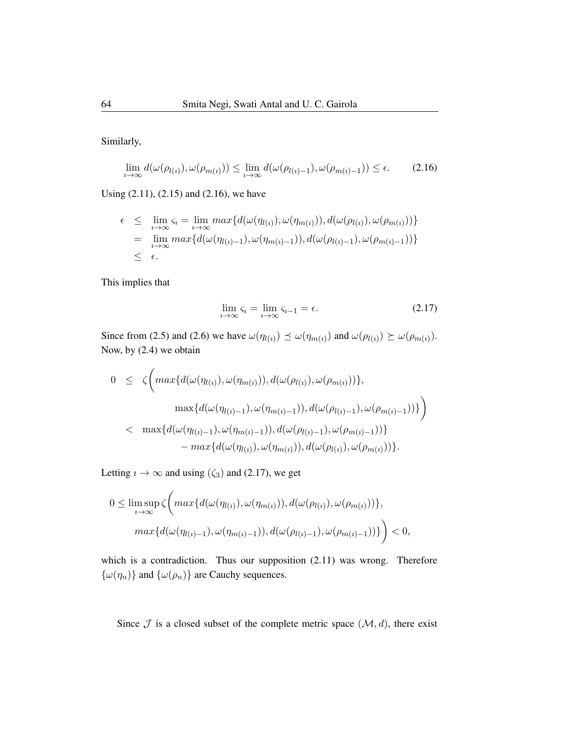Similarly,

$$\lim_{\imath \to \infty} d(\omega(\rho_{l(\imath)}), \omega(\rho_{m(\imath)})) \leq \lim_{\imath \to \infty} d(\omega(\rho_{l(\imath)-1}), \omega(\rho_{m(\imath)-1})) \leq \epsilon. \tag{2.16}$$

Using (2.11), (2.15) and (2.16), we have

$$\begin{aligned}
\epsilon &\leq \lim_{\imath \to \infty} \varsigma_\imath = \lim_{\imath \to \infty} max\{d(\omega(\eta_{l(\imath)}), \omega(\eta_{m(\imath)})), d(\omega(\rho_{l(\imath)}), \omega(\rho_{m(\imath)}))\} \\
&= \lim_{\imath \to \infty} max\{d(\omega(\eta_{l(\imath)-1}), \omega(\eta_{m(\imath)-1})), d(\omega(\rho_{l(\imath)-1}), \omega(\rho_{m(\imath)-1}))\} \\
&\leq \epsilon.
\end{aligned}$$

This implies that

$$\lim_{\imath \to \infty} \varsigma_\imath = \lim_{\imath \to \infty} \varsigma_{\imath-1} = \epsilon. \tag{2.17}$$

Since from (2.5) and (2.6) we have $\omega(\eta_{l(\imath)}) \preceq \omega(\eta_{m(\imath)})$ and $\omega(\rho_{l(\imath)}) \succeq \omega(\rho_{m(\imath)})$. Now, by (2.4) we obtain

$$\begin{aligned}
0 &\leq \zeta\bigg( max\{d(\omega(\eta_{l(\imath)}), \omega(\eta_{m(\imath)})), d(\omega(\rho_{l(\imath)}), \omega(\rho_{m(\imath)}))\}, \\
&\qquad \max\{d(\omega(\eta_{l(\imath)-1}), \omega(\eta_{m(\imath)-1})), d(\omega(\rho_{l(\imath)-1}), \omega(\rho_{m(\imath)-1}))\} \bigg) \\
&< \max\{d(\omega(\eta_{l(\imath)-1}), \omega(\eta_{m(\imath)-1})), d(\omega(\rho_{l(\imath)-1}), \omega(\rho_{m(\imath)-1}))\} \\
&\qquad - max\{d(\omega(\eta_{l(\imath)}), \omega(\eta_{m(\imath)})), d(\omega(\rho_{l(\imath)}), \omega(\rho_{m(\imath)}))\}.
\end{aligned}$$

Letting $\imath \to \infty$ and using $(\zeta_3)$ and (2.17), we get

$$\begin{aligned}
0 \leq \limsup_{\imath \to \infty} \zeta\bigg( & max\{d(\omega(\eta_{l(\imath)}), \omega(\eta_{m(\imath)})), d(\omega(\rho_{l(\imath)}), \omega(\rho_{m(\imath)}))\}, \\
& max\{d(\omega(\eta_{l(\imath)-1}), \omega(\eta_{m(\imath)-1})), d(\omega(\rho_{l(\imath)-1}), \omega(\rho_{m(\imath)-1}))\} \bigg) < 0,
\end{aligned}$$

which is a contradiction. Thus our supposition (2.11) was wrong. Therefore $\{\omega(\eta_n)\}$ and $\{\omega(\rho_n)\}$ are Cauchy sequences.

Since $\mathcal{J}$ is a closed subset of the complete metric space $(\mathcal{M}, d)$, there exist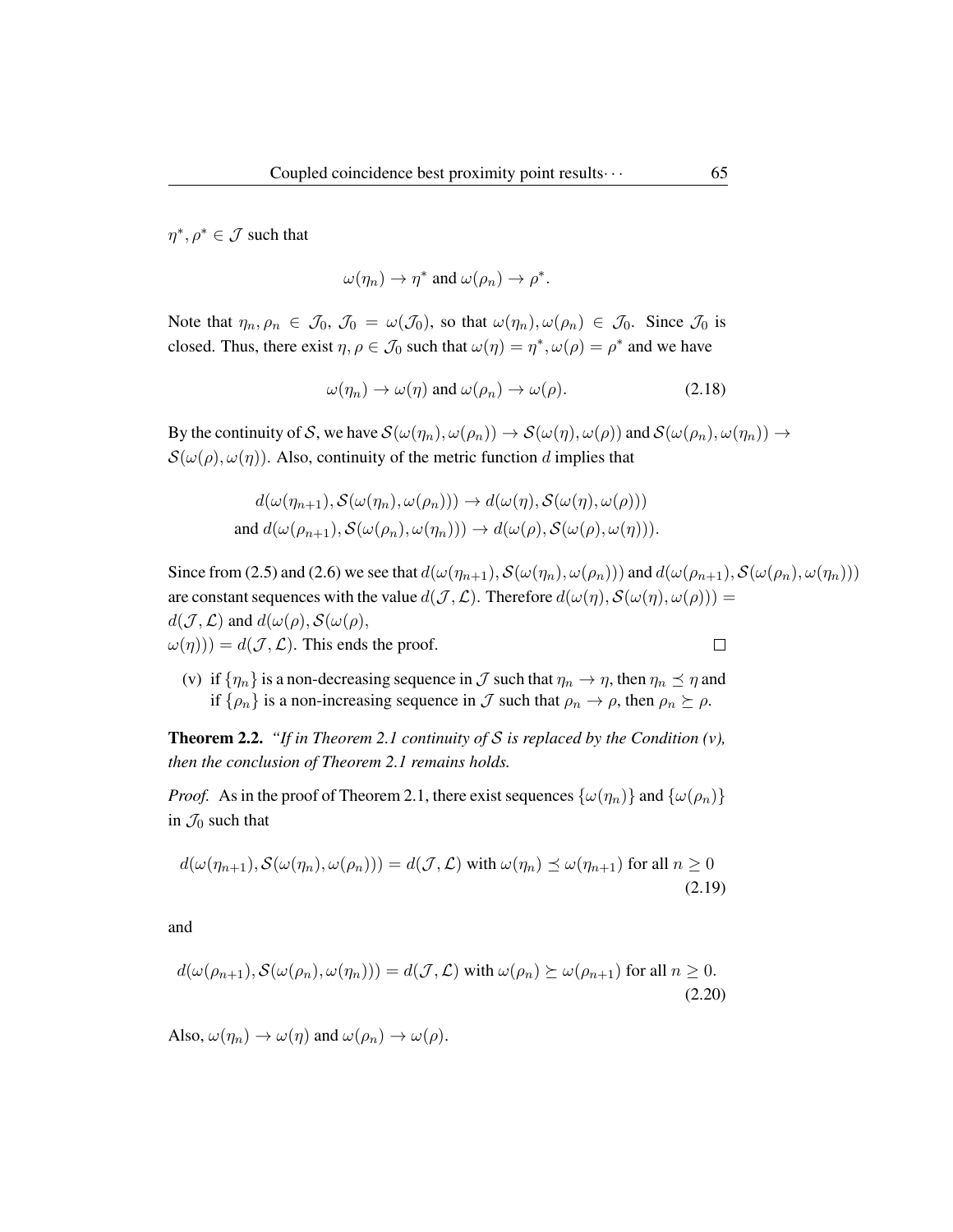$\eta^*, \rho^* \in \mathcal{J}$ such that

$$\omega(\eta_n) \to \eta^* \text{ and } \omega(\rho_n) \to \rho^*.$$

Note that $\eta_n, \rho_n \in \mathcal{J}_0$, $\mathcal{J}_0 = \omega(\mathcal{J}_0)$, so that $\omega(\eta_n), \omega(\rho_n) \in \mathcal{J}_0$. Since $\mathcal{J}_0$ is closed. Thus, there exist $\eta, \rho \in \mathcal{J}_0$ such that $\omega(\eta) = \eta^*, \omega(\rho) = \rho^*$ and we have

$$\omega(\eta_n) \to \omega(\eta) \text{ and } \omega(\rho_n) \to \omega(\rho). \tag{2.18}$$

By the continuity of $\mathcal{S}$, we have $\mathcal{S}(\omega(\eta_n), \omega(\rho_n)) \to \mathcal{S}(\omega(\eta), \omega(\rho))$ and $\mathcal{S}(\omega(\rho_n), \omega(\eta_n)) \to \mathcal{S}(\omega(\rho), \omega(\eta))$. Also, continuity of the metric function $d$ implies that

$$\begin{aligned} &d(\omega(\eta_{n+1}), \mathcal{S}(\omega(\eta_n), \omega(\rho_n))) \to d(\omega(\eta), \mathcal{S}(\omega(\eta), \omega(\rho))) \\ \text{and } &d(\omega(\rho_{n+1}), \mathcal{S}(\omega(\rho_n), \omega(\eta_n))) \to d(\omega(\rho), \mathcal{S}(\omega(\rho), \omega(\eta))). \end{aligned}$$

Since from (2.5) and (2.6) we see that $d(\omega(\eta_{n+1}), \mathcal{S}(\omega(\eta_n), \omega(\rho_n)))$ and $d(\omega(\rho_{n+1}), \mathcal{S}(\omega(\rho_n), \omega(\eta_n)))$ are constant sequences with the value $d(\mathcal{J}, \mathcal{L})$. Therefore $d(\omega(\eta), \mathcal{S}(\omega(\eta), \omega(\rho))) = d(\mathcal{J}, \mathcal{L})$ and $d(\omega(\rho), \mathcal{S}(\omega(\rho), \omega(\eta))) = d(\mathcal{J}, \mathcal{L})$. This ends the proof. □

(v) if $\{\eta_n\}$ is a non-decreasing sequence in $\mathcal{J}$ such that $\eta_n \to \eta$, then $\eta_n \preceq \eta$ and if $\{\rho_n\}$ is a non-increasing sequence in $\mathcal{J}$ such that $\rho_n \to \rho$, then $\rho_n \succeq \rho$.

**Theorem 2.2.** *"If in Theorem 2.1 continuity of $\mathcal{S}$ is replaced by the Condition (v), then the conclusion of Theorem 2.1 remains holds.*

*Proof.* As in the proof of Theorem 2.1, there exist sequences $\{\omega(\eta_n)\}$ and $\{\omega(\rho_n)\}$ in $\mathcal{J}_0$ such that

$$d(\omega(\eta_{n+1}), \mathcal{S}(\omega(\eta_n), \omega(\rho_n))) = d(\mathcal{J}, \mathcal{L}) \text{ with } \omega(\eta_n) \preceq \omega(\eta_{n+1}) \text{ for all } n \geq 0 \tag{2.19}$$

and

$$d(\omega(\rho_{n+1}), \mathcal{S}(\omega(\rho_n), \omega(\eta_n))) = d(\mathcal{J}, \mathcal{L}) \text{ with } \omega(\rho_n) \succeq \omega(\rho_{n+1}) \text{ for all } n \geq 0. \tag{2.20}$$

Also, $\omega(\eta_n) \to \omega(\eta)$ and $\omega(\rho_n) \to \omega(\rho)$.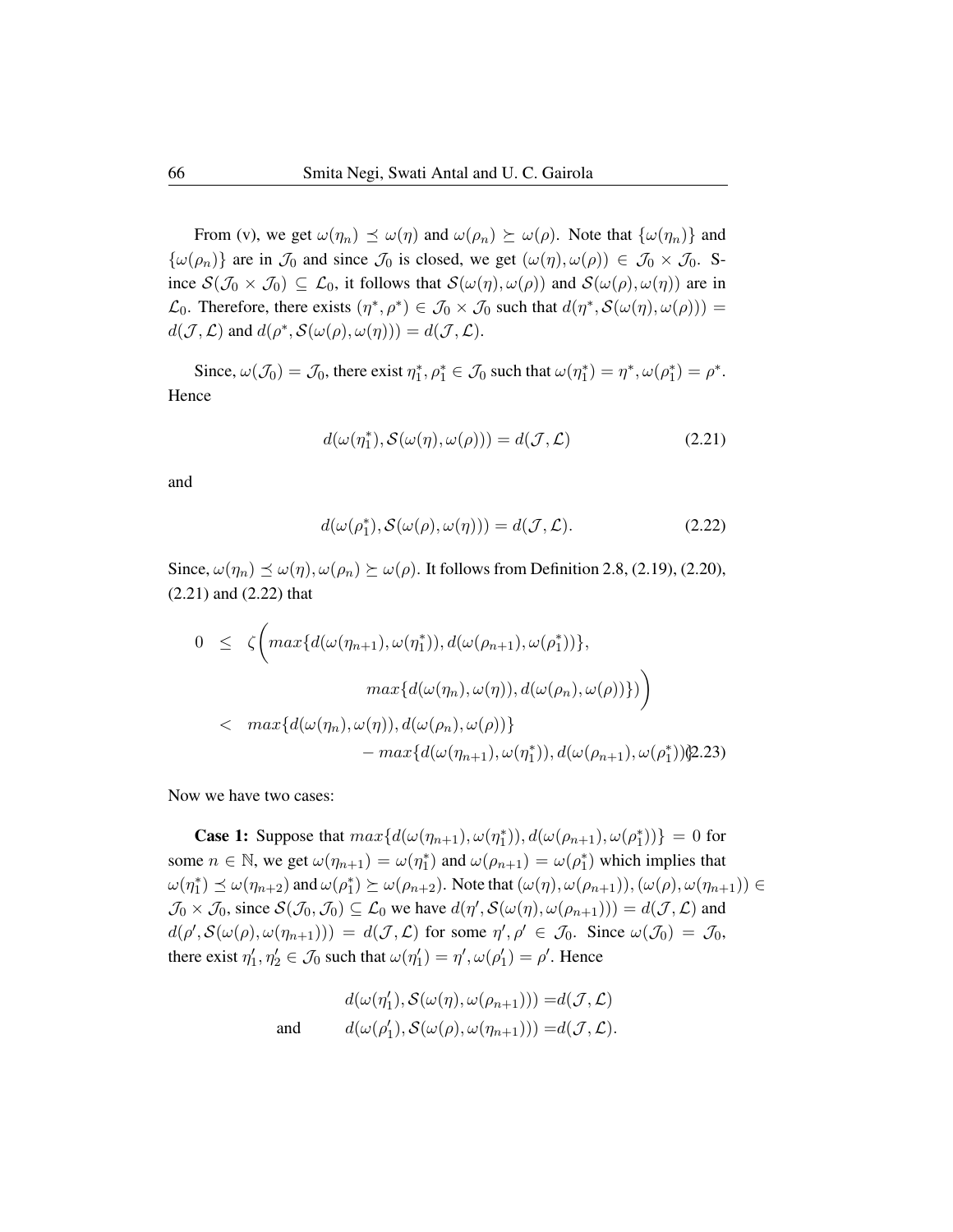From (v), we get $\omega(\eta_n) \preceq \omega(\eta)$ and $\omega(\rho_n) \succeq \omega(\rho)$. Note that $\{\omega(\eta_n)\}$ and $\{\omega(\rho_n)\}$ are in $\mathcal{J}_0$ and since $\mathcal{J}_0$ is closed, we get $(\omega(\eta), \omega(\rho)) \in \mathcal{J}_0 \times \mathcal{J}_0$. Since $\mathcal{S}(\mathcal{J}_0 \times \mathcal{J}_0) \subseteq \mathcal{L}_0$, it follows that $\mathcal{S}(\omega(\eta), \omega(\rho))$ and $\mathcal{S}(\omega(\rho), \omega(\eta))$ are in $\mathcal{L}_0$. Therefore, there exists $(\eta^*, \rho^*) \in \mathcal{J}_0 \times \mathcal{J}_0$ such that $d(\eta^*, \mathcal{S}(\omega(\eta), \omega(\rho))) = d(\mathcal{J}, \mathcal{L})$ and $d(\rho^*, \mathcal{S}(\omega(\rho), \omega(\eta))) = d(\mathcal{J}, \mathcal{L})$.

Since, $\omega(\mathcal{J}_0) = \mathcal{J}_0$, there exist $\eta_1^*, \rho_1^* \in \mathcal{J}_0$ such that $\omega(\eta_1^*) = \eta^*, \omega(\rho_1^*) = \rho^*$. Hence

$$d(\omega(\eta_1^*), \mathcal{S}(\omega(\eta), \omega(\rho))) = d(\mathcal{J}, \mathcal{L}) \tag{2.21}$$

and

$$d(\omega(\rho_1^*), \mathcal{S}(\omega(\rho), \omega(\eta))) = d(\mathcal{J}, \mathcal{L}). \tag{2.22}$$

Since, $\omega(\eta_n) \preceq \omega(\eta), \omega(\rho_n) \succeq \omega(\rho)$. It follows from Definition 2.8, (2.19), (2.20), (2.21) and (2.22) that

$$\begin{aligned}
0 \quad &\leq \quad \zeta\bigg(max\{d(\omega(\eta_{n+1}), \omega(\eta_1^*)), d(\omega(\rho_{n+1}), \omega(\rho_1^*))\}, \\
&\qquad\qquad max\{d(\omega(\eta_n), \omega(\eta)), d(\omega(\rho_n), \omega(\rho))\}\bigg) \\
&< \quad max\{d(\omega(\eta_n), \omega(\eta)), d(\omega(\rho_n), \omega(\rho))\} \\
&\qquad\qquad - max\{d(\omega(\eta_{n+1}), \omega(\eta_1^*)), d(\omega(\rho_{n+1}), \omega(\rho_1^*))\}
\end{aligned} \tag{2.23}$$

Now we have two cases:

**Case 1:** Suppose that $max\{d(\omega(\eta_{n+1}), \omega(\eta_1^*)), d(\omega(\rho_{n+1}), \omega(\rho_1^*))\} = 0$ for some $n \in \mathbb{N}$, we get $\omega(\eta_{n+1}) = \omega(\eta_1^*)$ and $\omega(\rho_{n+1}) = \omega(\rho_1^*)$ which implies that $\omega(\eta_1^*) \preceq \omega(\eta_{n+2})$ and $\omega(\rho_1^*) \succeq \omega(\rho_{n+2})$. Note that $(\omega(\eta), \omega(\rho_{n+1})), (\omega(\rho), \omega(\eta_{n+1})) \in \mathcal{J}_0 \times \mathcal{J}_0$, since $\mathcal{S}(\mathcal{J}_0, \mathcal{J}_0) \subseteq \mathcal{L}_0$ we have $d(\eta', \mathcal{S}(\omega(\eta), \omega(\rho_{n+1}))) = d(\mathcal{J}, \mathcal{L})$ and $d(\rho', \mathcal{S}(\omega(\rho), \omega(\eta_{n+1}))) = d(\mathcal{J}, \mathcal{L})$ for some $\eta', \rho' \in \mathcal{J}_0$. Since $\omega(\mathcal{J}_0) = \mathcal{J}_0$, there exist $\eta_1', \eta_2' \in \mathcal{J}_0$ such that $\omega(\eta_1') = \eta', \omega(\rho_1') = \rho'$. Hence

$$\begin{aligned}
& d(\omega(\eta_1'), \mathcal{S}(\omega(\eta), \omega(\rho_{n+1}))) = d(\mathcal{J}, \mathcal{L}) \\
\text{and} \qquad & d(\omega(\rho_1'), \mathcal{S}(\omega(\rho), \omega(\eta_{n+1}))) = d(\mathcal{J}, \mathcal{L}).
\end{aligned}$$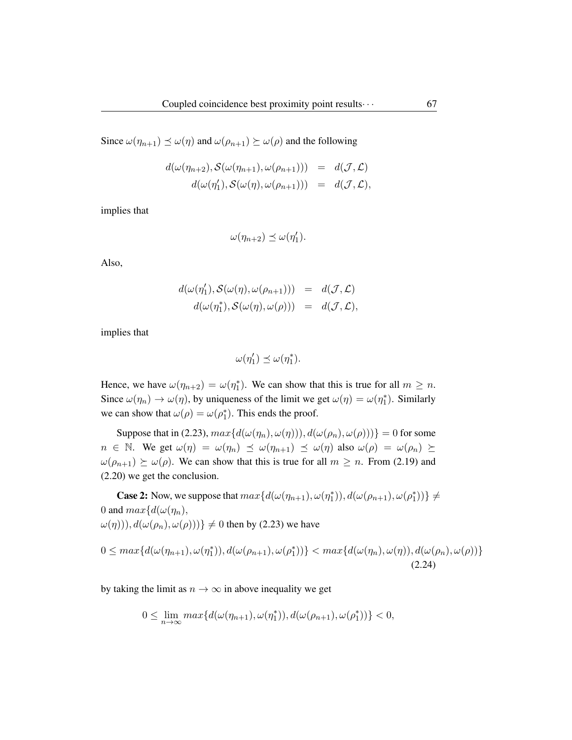Since $\omega(\eta_{n+1}) \preceq \omega(\eta)$ and $\omega(\rho_{n+1}) \succeq \omega(\rho)$ and the following

$$
\begin{aligned}
d(\omega(\eta_{n+2}), \mathcal{S}(\omega(\eta_{n+1}), \omega(\rho_{n+1}))) &= d(\mathcal{J}, \mathcal{L}) \\
d(\omega(\eta_1'), \mathcal{S}(\omega(\eta), \omega(\rho_{n+1}))) &= d(\mathcal{J}, \mathcal{L}),
\end{aligned}
$$

implies that

$$
\omega(\eta_{n+2}) \preceq \omega(\eta_1').
$$

Also,

$$
\begin{aligned}
d(\omega(\eta_1'), \mathcal{S}(\omega(\eta), \omega(\rho_{n+1}))) &= d(\mathcal{J}, \mathcal{L}) \\
d(\omega(\eta_1^*), \mathcal{S}(\omega(\eta), \omega(\rho))) &= d(\mathcal{J}, \mathcal{L}),
\end{aligned}
$$

implies that

$$
\omega(\eta_1') \preceq \omega(\eta_1^*).
$$

Hence, we have $\omega(\eta_{n+2}) = \omega(\eta_1^*)$. We can show that this is true for all $m \geq n$. Since $\omega(\eta_n) \to \omega(\eta)$, by uniqueness of the limit we get $\omega(\eta) = \omega(\eta_1^*)$. Similarly we can show that $\omega(\rho) = \omega(\rho_1^*)$. This ends the proof.

Suppose that in (2.23), $max\{d(\omega(\eta_n), \omega(\eta))), d(\omega(\rho_n), \omega(\rho)))\} = 0$ for some $n \in \mathbb{N}$. We get $\omega(\eta) = \omega(\eta_n) \preceq \omega(\eta_{n+1}) \preceq \omega(\eta)$ also $\omega(\rho) = \omega(\rho_n) \succeq \omega(\rho_{n+1}) \succeq \omega(\rho)$. We can show that this is true for all $m \geq n$. From (2.19) and (2.20) we get the conclusion.

**Case 2:** Now, we suppose that $max\{d(\omega(\eta_{n+1}), \omega(\eta_1^*)), d(\omega(\rho_{n+1}), \omega(\rho_1^*))\} \neq 0$ and $max\{d(\omega(\eta_n), \omega(\eta))), d(\omega(\rho_n), \omega(\rho)))\} \neq 0$ then by (2.23) we have

$$
0 \leq max\{d(\omega(\eta_{n+1}), \omega(\eta_1^*)), d(\omega(\rho_{n+1}), \omega(\rho_1^*))\} < max\{d(\omega(\eta_n), \omega(\eta)), d(\omega(\rho_n), \omega(\rho))\} \tag{2.24}
$$

by taking the limit as $n \to \infty$ in above inequality we get

$$
0 \leq \lim_{n \to \infty} max\{d(\omega(\eta_{n+1}), \omega(\eta_1^*)), d(\omega(\rho_{n+1}), \omega(\rho_1^*))\} < 0,
$$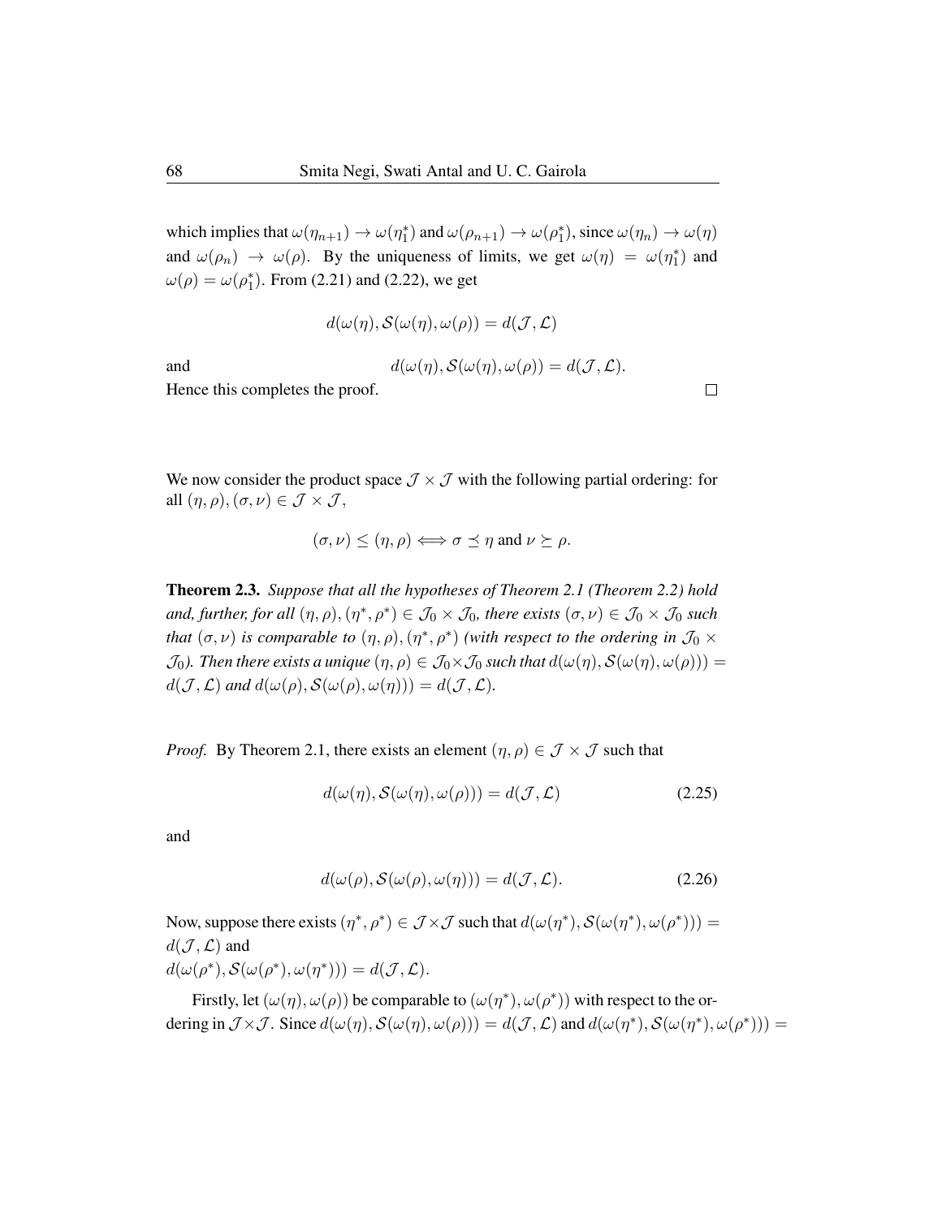which implies that $\omega(\eta_{n+1}) \to \omega(\eta_1^*)$ and $\omega(\rho_{n+1}) \to \omega(\rho_1^*)$, since $\omega(\eta_n) \to \omega(\eta)$ and $\omega(\rho_n) \to \omega(\rho)$. By the uniqueness of limits, we get $\omega(\eta) = \omega(\eta_1^*)$ and $\omega(\rho) = \omega(\rho_1^*)$. From (2.21) and (2.22), we get

$$d(\omega(\eta), \mathcal{S}(\omega(\eta), \omega(\rho)) = d(\mathcal{J}, \mathcal{L})$$

and
$$d(\omega(\eta), \mathcal{S}(\omega(\eta), \omega(\rho)) = d(\mathcal{J}, \mathcal{L}).$$

Hence this completes the proof. □

We now consider the product space $\mathcal{J} \times \mathcal{J}$ with the following partial ordering: for all $(\eta, \rho), (\sigma, \nu) \in \mathcal{J} \times \mathcal{J}$,

$$(\sigma, \nu) \leq (\eta, \rho) \Longleftrightarrow \sigma \preceq \eta \text{ and } \nu \succeq \rho.$$

**Theorem 2.3.** *Suppose that all the hypotheses of Theorem 2.1 (Theorem 2.2) hold and, further, for all $(\eta, \rho), (\eta^*, \rho^*) \in \mathcal{J}_0 \times \mathcal{J}_0$, there exists $(\sigma, \nu) \in \mathcal{J}_0 \times \mathcal{J}_0$ such that $(\sigma, \nu)$ is comparable to $(\eta, \rho), (\eta^*, \rho^*)$ (with respect to the ordering in $\mathcal{J}_0 \times \mathcal{J}_0$). Then there exists a unique $(\eta, \rho) \in \mathcal{J}_0 \times \mathcal{J}_0$ such that $d(\omega(\eta), \mathcal{S}(\omega(\eta), \omega(\rho))) = d(\mathcal{J}, \mathcal{L})$ and $d(\omega(\rho), \mathcal{S}(\omega(\rho), \omega(\eta))) = d(\mathcal{J}, \mathcal{L})$.*

*Proof.* By Theorem 2.1, there exists an element $(\eta, \rho) \in \mathcal{J} \times \mathcal{J}$ such that

$$d(\omega(\eta), \mathcal{S}(\omega(\eta), \omega(\rho))) = d(\mathcal{J}, \mathcal{L}) \tag{2.25}$$

and

$$d(\omega(\rho), \mathcal{S}(\omega(\rho), \omega(\eta))) = d(\mathcal{J}, \mathcal{L}). \tag{2.26}$$

Now, suppose there exists $(\eta^*, \rho^*) \in \mathcal{J} \times \mathcal{J}$ such that $d(\omega(\eta^*), \mathcal{S}(\omega(\eta^*), \omega(\rho^*))) = d(\mathcal{J}, \mathcal{L})$ and
$d(\omega(\rho^*), \mathcal{S}(\omega(\rho^*), \omega(\eta^*))) = d(\mathcal{J}, \mathcal{L})$.

Firstly, let $(\omega(\eta), \omega(\rho))$ be comparable to $(\omega(\eta^*), \omega(\rho^*))$ with respect to the ordering in $\mathcal{J} \times \mathcal{J}$. Since $d(\omega(\eta), \mathcal{S}(\omega(\eta), \omega(\rho))) = d(\mathcal{J}, \mathcal{L})$ and $d(\omega(\eta^*), \mathcal{S}(\omega(\eta^*), \omega(\rho^*))) =$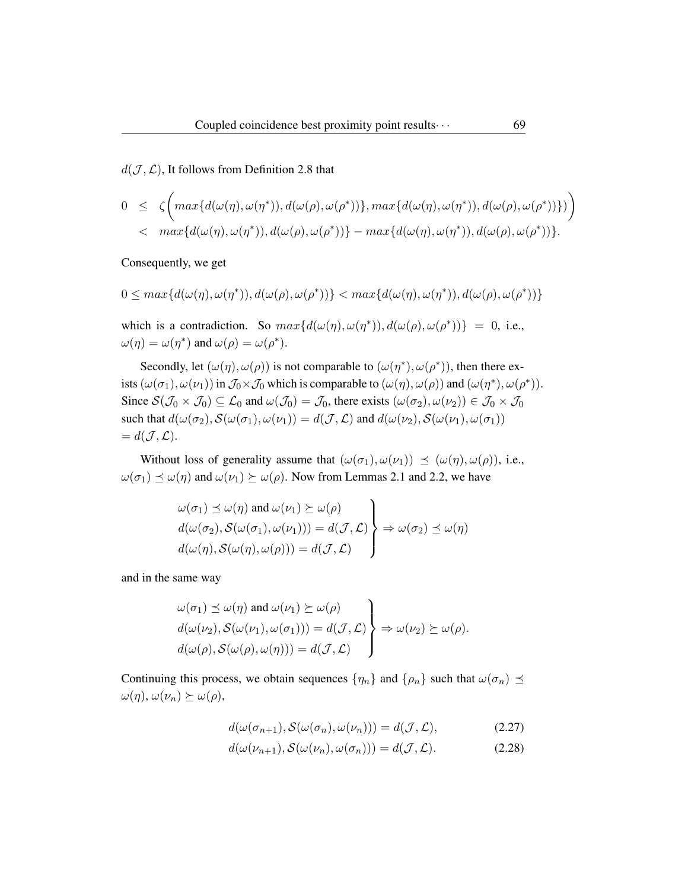$d(\mathcal{J},\mathcal{L})$, It follows from Definition 2.8 that

$$
\begin{aligned}
0 &\leq \zeta\bigg(max\{d(\omega(\eta),\omega(\eta^*)),d(\omega(\rho),\omega(\rho^*))\},max\{d(\omega(\eta),\omega(\eta^*)),d(\omega(\rho),\omega(\rho^*))\}\bigg)\bigg)\\
&< max\{d(\omega(\eta),\omega(\eta^*)),d(\omega(\rho),\omega(\rho^*))\} - max\{d(\omega(\eta),\omega(\eta^*)),d(\omega(\rho),\omega(\rho^*))\}.
\end{aligned}
$$

Consequently, we get

$$
0 \leq max\{d(\omega(\eta),\omega(\eta^*)),d(\omega(\rho),\omega(\rho^*))\} < max\{d(\omega(\eta),\omega(\eta^*)),d(\omega(\rho),\omega(\rho^*))\}
$$

which is a contradiction. So $max\{d(\omega(\eta),\omega(\eta^*)),d(\omega(\rho),\omega(\rho^*))\} = 0$, i.e., $\omega(\eta) = \omega(\eta^*)$ and $\omega(\rho) = \omega(\rho^*)$.

Secondly, let $(\omega(\eta),\omega(\rho))$ is not comparable to $(\omega(\eta^*),\omega(\rho^*))$, then there exists $(\omega(\sigma_1),\omega(\nu_1))$ in $\mathcal{J}_0\times\mathcal{J}_0$ which is comparable to $(\omega(\eta),\omega(\rho))$ and $(\omega(\eta^*),\omega(\rho^*))$. Since $\mathcal{S}(\mathcal{J}_0\times\mathcal{J}_0)\subseteq\mathcal{L}_0$ and $\omega(\mathcal{J}_0)=\mathcal{J}_0$, there exists $(\omega(\sigma_2),\omega(\nu_2))\in\mathcal{J}_0\times\mathcal{J}_0$ such that $d(\omega(\sigma_2),\mathcal{S}(\omega(\sigma_1),\omega(\nu_1))=d(\mathcal{J},\mathcal{L})$ and $d(\omega(\nu_2),\mathcal{S}(\omega(\nu_1),\omega(\sigma_1))$ $=d(\mathcal{J},\mathcal{L})$.

Without loss of generality assume that $(\omega(\sigma_1),\omega(\nu_1)) \preceq (\omega(\eta),\omega(\rho))$, i.e., $\omega(\sigma_1)\preceq\omega(\eta)$ and $\omega(\nu_1)\succeq\omega(\rho)$. Now from Lemmas 2.1 and 2.2, we have

$$
\left.\begin{array}{l}
\omega(\sigma_1)\preceq\omega(\eta) \text{ and } \omega(\nu_1)\succeq\omega(\rho)\\
d(\omega(\sigma_2),\mathcal{S}(\omega(\sigma_1),\omega(\nu_1)))=d(\mathcal{J},\mathcal{L})\\
d(\omega(\eta),\mathcal{S}(\omega(\eta),\omega(\rho)))=d(\mathcal{J},\mathcal{L})
\end{array}\right\}\Rightarrow\omega(\sigma_2)\preceq\omega(\eta)
$$

and in the same way

$$
\left.\begin{array}{l}
\omega(\sigma_1)\preceq\omega(\eta) \text{ and } \omega(\nu_1)\succeq\omega(\rho)\\
d(\omega(\nu_2),\mathcal{S}(\omega(\nu_1),\omega(\sigma_1)))=d(\mathcal{J},\mathcal{L})\\
d(\omega(\rho),\mathcal{S}(\omega(\rho),\omega(\eta)))=d(\mathcal{J},\mathcal{L})
\end{array}\right\}\Rightarrow\omega(\nu_2)\succeq\omega(\rho).
$$

Continuing this process, we obtain sequences $\{\eta_n\}$ and $\{\rho_n\}$ such that $\omega(\sigma_n)\preceq\omega(\eta),\omega(\nu_n)\succeq\omega(\rho)$,

$$
d(\omega(\sigma_{n+1}),\mathcal{S}(\omega(\sigma_n),\omega(\nu_n)))=d(\mathcal{J},\mathcal{L}), \tag{2.27}
$$

$$
d(\omega(\nu_{n+1}),\mathcal{S}(\omega(\nu_n),\omega(\sigma_n)))=d(\mathcal{J},\mathcal{L}). \tag{2.28}
$$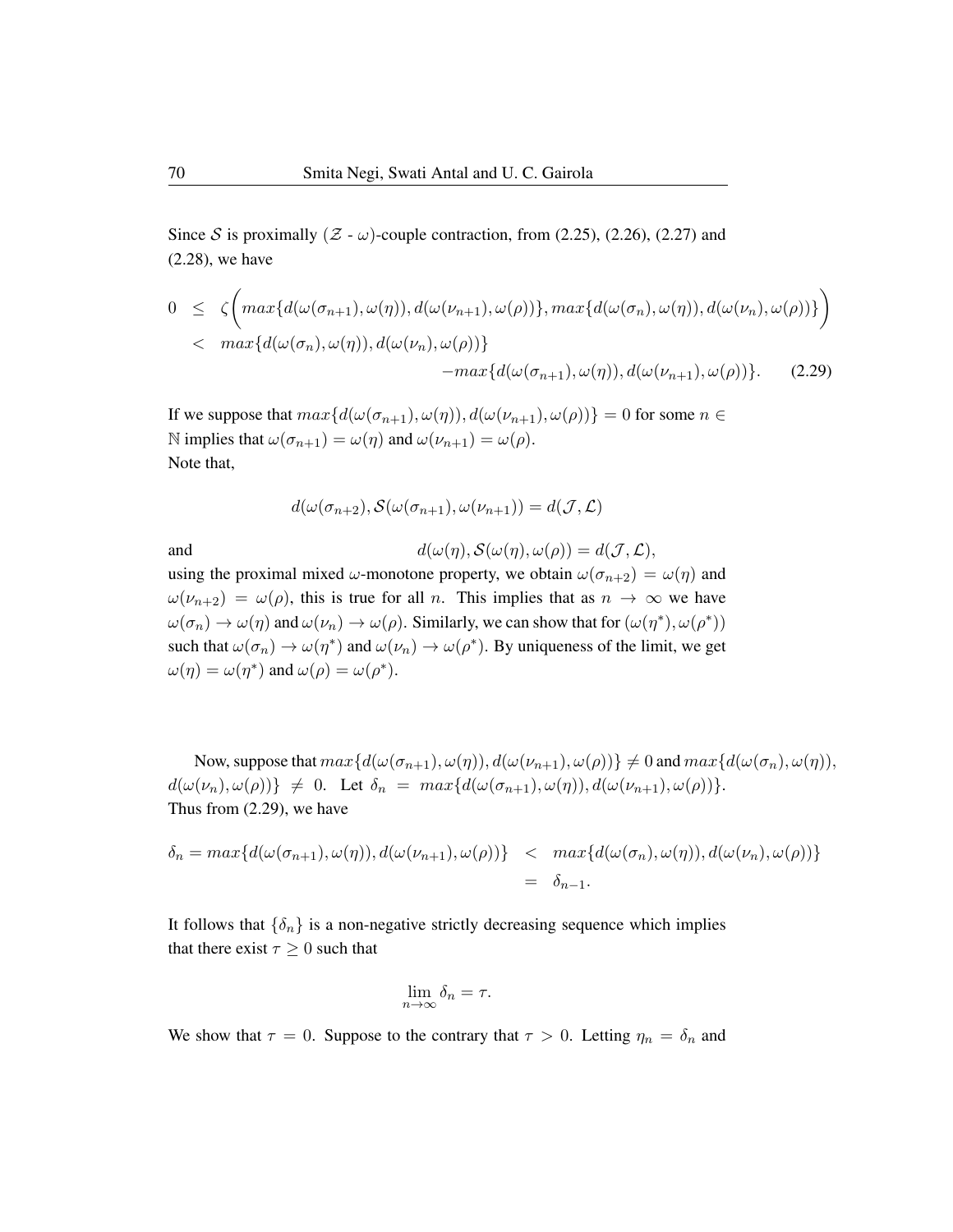Since $\mathcal{S}$ is proximally ($\mathcal{Z}$ - $\omega$)-couple contraction, from (2.25), (2.26), (2.27) and (2.28), we have

$$
\begin{aligned}
0 \ &\leq \ \zeta\bigg( max\{d(\omega(\sigma_{n+1}), \omega(\eta)), d(\omega(\nu_{n+1}), \omega(\rho))\}, max\{d(\omega(\sigma_n), \omega(\eta)), d(\omega(\nu_n), \omega(\rho))\}\bigg) \\
&< \ max\{d(\omega(\sigma_n), \omega(\eta)), d(\omega(\nu_n), \omega(\rho))\} \\
&\qquad\qquad -max\{d(\omega(\sigma_{n+1}), \omega(\eta)), d(\omega(\nu_{n+1}), \omega(\rho))\}. \qquad (2.29)
\end{aligned}
$$

If we suppose that $max\{d(\omega(\sigma_{n+1}), \omega(\eta)), d(\omega(\nu_{n+1}), \omega(\rho))\} = 0$ for some $n \in \mathbb{N}$ implies that $\omega(\sigma_{n+1}) = \omega(\eta)$ and $\omega(\nu_{n+1}) = \omega(\rho)$.
Note that,

$$
d(\omega(\sigma_{n+2}), \mathcal{S}(\omega(\sigma_{n+1}), \omega(\nu_{n+1})) = d(\mathcal{J}, \mathcal{L})
$$

and $$d(\omega(\eta), \mathcal{S}(\omega(\eta), \omega(\rho)) = d(\mathcal{J}, \mathcal{L}),$$
using the proximal mixed $\omega$-monotone property, we obtain $\omega(\sigma_{n+2}) = \omega(\eta)$ and $\omega(\nu_{n+2}) = \omega(\rho)$, this is true for all $n$. This implies that as $n \to \infty$ we have $\omega(\sigma_n) \to \omega(\eta)$ and $\omega(\nu_n) \to \omega(\rho)$. Similarly, we can show that for $(\omega(\eta^*), \omega(\rho^*))$ such that $\omega(\sigma_n) \to \omega(\eta^*)$ and $\omega(\nu_n) \to \omega(\rho^*)$. By uniqueness of the limit, we get $\omega(\eta) = \omega(\eta^*)$ and $\omega(\rho) = \omega(\rho^*)$.

Now, suppose that $max\{d(\omega(\sigma_{n+1}), \omega(\eta)), d(\omega(\nu_{n+1}), \omega(\rho))\} \neq 0$ and $max\{d(\omega(\sigma_n), \omega(\eta)), d(\omega(\nu_n), \omega(\rho))\} \neq 0$. Let $\delta_n = max\{d(\omega(\sigma_{n+1}), \omega(\eta)), d(\omega(\nu_{n+1}), \omega(\rho))\}$.
Thus from (2.29), we have

$$
\begin{aligned}
\delta_n = max\{d(\omega(\sigma_{n+1}), \omega(\eta)), d(\omega(\nu_{n+1}), \omega(\rho))\} \ &< \ max\{d(\omega(\sigma_n), \omega(\eta)), d(\omega(\nu_n), \omega(\rho))\} \\
&= \ \delta_{n-1}.
\end{aligned}
$$

It follows that $\{\delta_n\}$ is a non-negative strictly decreasing sequence which implies that there exist $\tau \geq 0$ such that

$$
\lim_{n\to\infty} \delta_n = \tau.
$$

We show that $\tau = 0$. Suppose to the contrary that $\tau > 0$. Letting $\eta_n = \delta_n$ and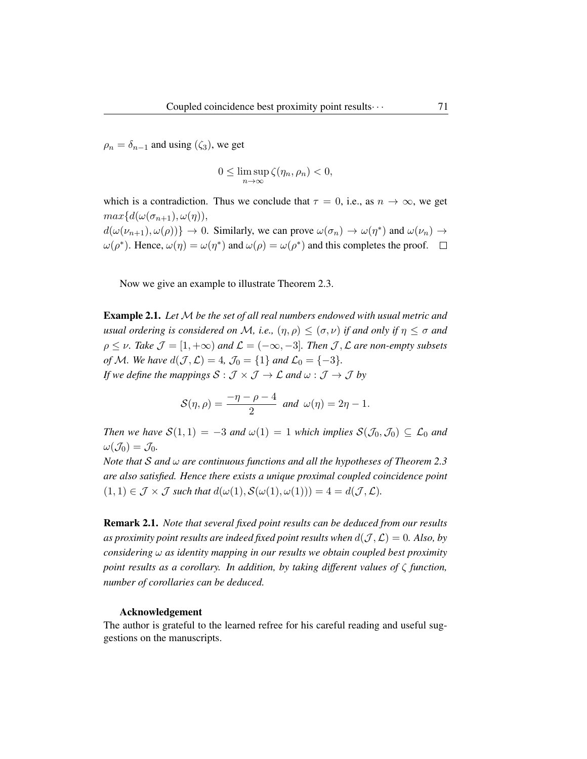$\rho_n = \delta_{n-1}$ and using $(\zeta_3)$, we get

$$0 \leq \limsup_{n\to\infty} \zeta(\eta_n, \rho_n) < 0,$$

which is a contradiction. Thus we conclude that $\tau = 0$, i.e., as $n \to \infty$, we get $max\{d(\omega(\sigma_{n+1}), \omega(\eta)),$
$d(\omega(\nu_{n+1}), \omega(\rho))\} \to 0$. Similarly, we can prove $\omega(\sigma_n) \to \omega(\eta^*)$ and $\omega(\nu_n) \to \omega(\rho^*)$. Hence, $\omega(\eta) = \omega(\eta^*)$ and $\omega(\rho) = \omega(\rho^*)$ and this completes the proof. □

Now we give an example to illustrate Theorem 2.3.

**Example 2.1.** *Let $\mathcal{M}$ be the set of all real numbers endowed with usual metric and usual ordering is considered on $\mathcal{M}$, i.e., $(\eta, \rho) \leq (\sigma, \nu)$ if and only if $\eta \leq \sigma$ and $\rho \leq \nu$. Take $\mathcal{J} = [1, +\infty)$ and $\mathcal{L} = (-\infty, -3]$. Then $\mathcal{J}, \mathcal{L}$ are non-empty subsets of $\mathcal{M}$. We have $d(\mathcal{J}, \mathcal{L}) = 4$, $\mathcal{J}_0 = \{1\}$ and $\mathcal{L}_0 = \{-3\}$.*
*If we define the mappings $\mathcal{S} : \mathcal{J} \times \mathcal{J} \to \mathcal{L}$ and $\omega : \mathcal{J} \to \mathcal{J}$ by*

$$\mathcal{S}(\eta, \rho) = \frac{-\eta - \rho - 4}{2} \text{ and } \omega(\eta) = 2\eta - 1.$$

*Then we have $\mathcal{S}(1, 1) = -3$ and $\omega(1) = 1$ which implies $\mathcal{S}(\mathcal{J}_0, \mathcal{J}_0) \subseteq \mathcal{L}_0$ and $\omega(\mathcal{J}_0) = \mathcal{J}_0$.*
*Note that $\mathcal{S}$ and $\omega$ are continuous functions and all the hypotheses of Theorem 2.3 are also satisfied. Hence there exists a unique proximal coupled coincidence point $(1, 1) \in \mathcal{J} \times \mathcal{J}$ such that $d(\omega(1), \mathcal{S}(\omega(1), \omega(1))) = 4 = d(\mathcal{J}, \mathcal{L})$.*

**Remark 2.1.** *Note that several fixed point results can be deduced from our results as proximity point results are indeed fixed point results when $d(\mathcal{J}, \mathcal{L}) = 0$. Also, by considering $\omega$ as identity mapping in our results we obtain coupled best proximity point results as a corollary. In addition, by taking different values of $\zeta$ function, number of corollaries can be deduced.*

### Acknowledgement

The author is grateful to the learned refree for his careful reading and useful suggestions on the manuscripts.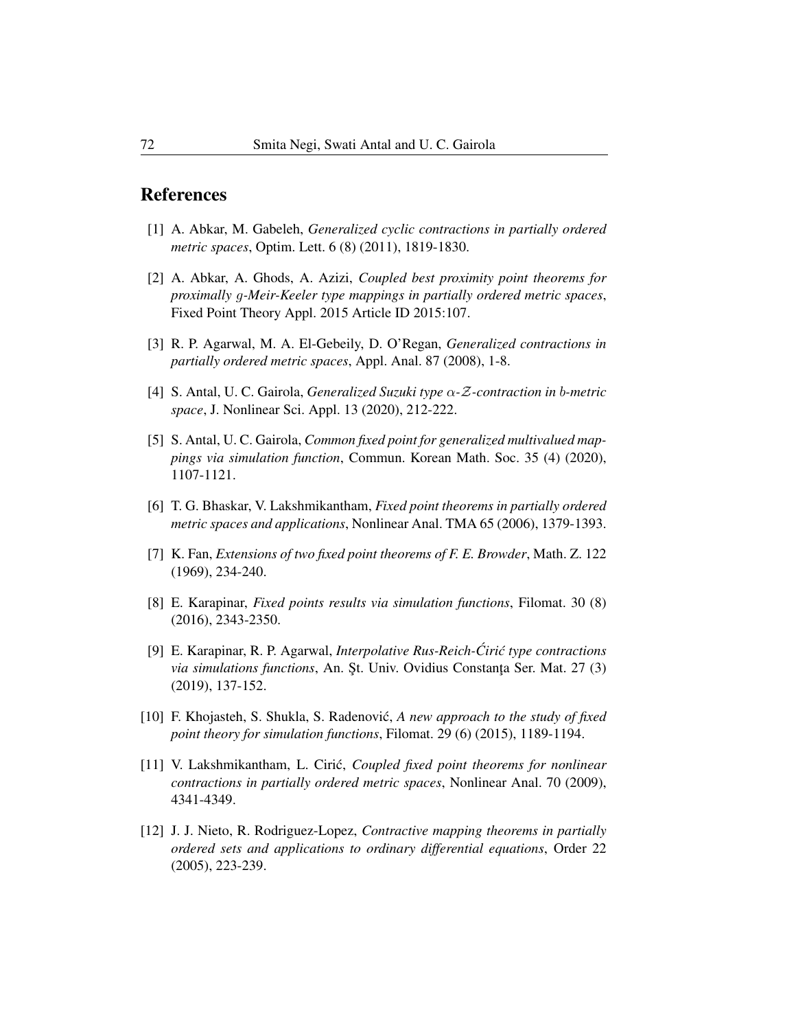## References

[1] A. Abkar, M. Gabeleh, *Generalized cyclic contractions in partially ordered metric spaces*, Optim. Lett. 6 (8) (2011), 1819-1830.

[2] A. Abkar, A. Ghods, A. Azizi, *Coupled best proximity point theorems for proximally $g$-Meir-Keeler type mappings in partially ordered metric spaces*, Fixed Point Theory Appl. 2015 Article ID 2015:107.

[3] R. P. Agarwal, M. A. El-Gebeily, D. O'Regan, *Generalized contractions in partially ordered metric spaces*, Appl. Anal. 87 (2008), 1-8.

[4] S. Antal, U. C. Gairola, *Generalized Suzuki type $\alpha$-$\mathcal{Z}$-contraction in $b$-metric space*, J. Nonlinear Sci. Appl. 13 (2020), 212-222.

[5] S. Antal, U. C. Gairola, *Common fixed point for generalized multivalued mappings via simulation function*, Commun. Korean Math. Soc. 35 (4) (2020), 1107-1121.

[6] T. G. Bhaskar, V. Lakshmikantham, *Fixed point theorems in partially ordered metric spaces and applications*, Nonlinear Anal. TMA 65 (2006), 1379-1393.

[7] K. Fan, *Extensions of two fixed point theorems of F. E. Browder*, Math. Z. 122 (1969), 234-240.

[8] E. Karapinar, *Fixed points results via simulation functions*, Filomat. 30 (8) (2016), 2343-2350.

[9] E. Karapinar, R. P. Agarwal, *Interpolative Rus-Reich-Ćirić type contractions via simulations functions*, An. Şt. Univ. Ovidius Constanţa Ser. Mat. 27 (3) (2019), 137-152.

[10] F. Khojasteh, S. Shukla, S. Radenović, *A new approach to the study of fixed point theory for simulation functions*, Filomat. 29 (6) (2015), 1189-1194.

[11] V. Lakshmikantham, L. Cirić, *Coupled fixed point theorems for nonlinear contractions in partially ordered metric spaces*, Nonlinear Anal. 70 (2009), 4341-4349.

[12] J. J. Nieto, R. Rodriguez-Lopez, *Contractive mapping theorems in partially ordered sets and applications to ordinary differential equations*, Order 22 (2005), 223-239.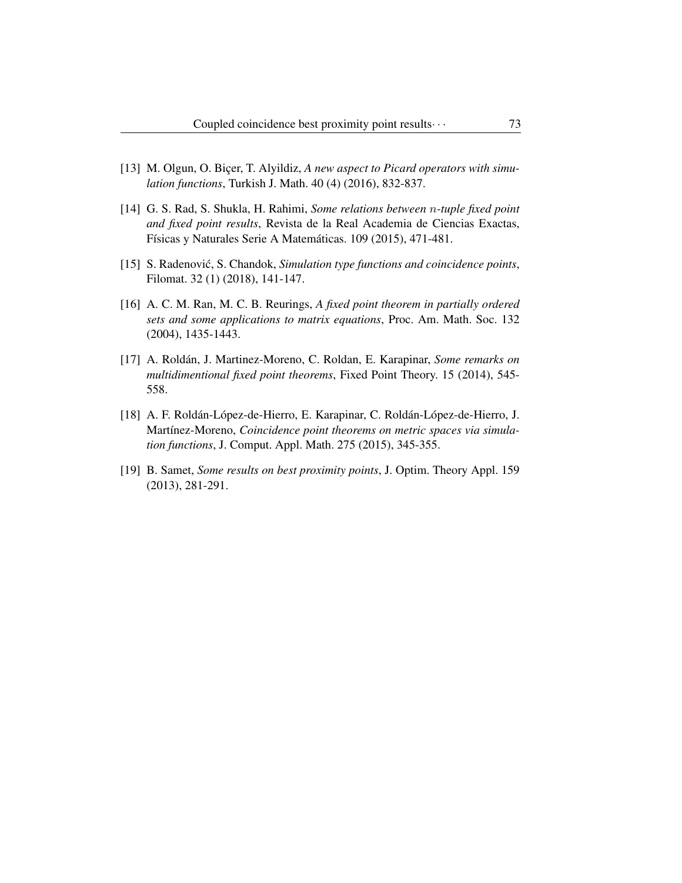[13] M. Olgun, O. Biçer, T. Alyildiz, *A new aspect to Picard operators with simulation functions*, Turkish J. Math. 40 (4) (2016), 832-837.

[14] G. S. Rad, S. Shukla, H. Rahimi, *Some relations between $n$-tuple fixed point and fixed point results*, Revista de la Real Academia de Ciencias Exactas, Físicas y Naturales Serie A Matemáticas. 109 (2015), 471-481.

[15] S. Radenović, S. Chandok, *Simulation type functions and coincidence points*, Filomat. 32 (1) (2018), 141-147.

[16] A. C. M. Ran, M. C. B. Reurings, *A fixed point theorem in partially ordered sets and some applications to matrix equations*, Proc. Am. Math. Soc. 132 (2004), 1435-1443.

[17] A. Roldán, J. Martinez-Moreno, C. Roldan, E. Karapinar, *Some remarks on multidimentional fixed point theorems*, Fixed Point Theory. 15 (2014), 545-558.

[18] A. F. Roldán-López-de-Hierro, E. Karapinar, C. Roldán-López-de-Hierro, J. Martínez-Moreno, *Coincidence point theorems on metric spaces via simulation functions*, J. Comput. Appl. Math. 275 (2015), 345-355.

[19] B. Samet, *Some results on best proximity points*, J. Optim. Theory Appl. 159 (2013), 281-291.